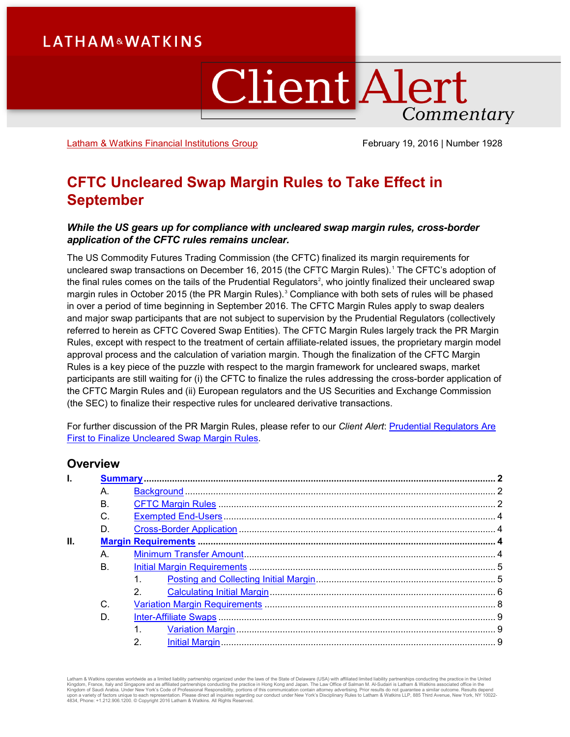# LATHAM & WATKINS

# Client Alert Commentary

Latham & Watkins Financial Institutions Group

February 19, 2016 | Number 1928

## CFTC Uncleared Swap Margin Rules to Take Effect in September

***While the US gears up for compliance with uncleared swap margin rules, cross-border application of the CFTC rules remains unclear.***

The US Commodity Futures Trading Commission (the CFTC) finalized its margin requirements for uncleared swap transactions on December 16, 2015 (the CFTC Margin Rules).[1] The CFTC's adoption of the final rules comes on the tails of the Prudential Regulators[2], who jointly finalized their uncleared swap margin rules in October 2015 (the PR Margin Rules).[3] Compliance with both sets of rules will be phased in over a period of time beginning in September 2016. The CFTC Margin Rules apply to swap dealers and major swap participants that are not subject to supervision by the Prudential Regulators (collectively referred to herein as CFTC Covered Swap Entities). The CFTC Margin Rules largely track the PR Margin Rules, except with respect to the treatment of certain affiliate-related issues, the proprietary margin model approval process and the calculation of variation margin. Though the finalization of the CFTC Margin Rules is a key piece of the puzzle with respect to the margin framework for uncleared swaps, market participants are still waiting for (i) the CFTC to finalize the rules addressing the cross-border application of the CFTC Margin Rules and (ii) European regulators and the US Securities and Exchange Commission (the SEC) to finalize their respective rules for uncleared derivative transactions.

For further discussion of the PR Margin Rules, please refer to our *Client Alert*: Prudential Regulators Are First to Finalize Uncleared Swap Margin Rules.

## Overview

- **I. Summary** .......... 2
  - A. Background .......... 2
  - B. CFTC Margin Rules .......... 2
  - C. Exempted End-Users .......... 4
  - D. Cross-Border Application .......... 4
- **II. Margin Requirements** .......... 4
  - A. Minimum Transfer Amount .......... 4
  - B. Initial Margin Requirements .......... 5
    1. Posting and Collecting Initial Margin .......... 5
    2. Calculating Initial Margin .......... 6
  - C. Variation Margin Requirements .......... 8
  - D. Inter-Affiliate Swaps .......... 9
    1. Variation Margin .......... 9
    2. Initial Margin .......... 9

Latham & Watkins operates worldwide as a limited liability partnership organized under the laws of the State of Delaware (USA) with affiliated limited liability partnerships conducting the practice in the United Kingdom, France, Italy and Singapore and as affiliated partnerships conducting the practice in Hong Kong and Japan. The Law Office of Salman M. Al-Sudairi is Latham & Watkins associated office in the Kingdom of Saudi Arabia. Under New York's Code of Professional Responsibility, portions of this communication contain attorney advertising. Prior results do not guarantee a similar outcome. Results depend upon a variety of factors unique to each representation. Please direct all inquiries regarding our conduct under New York's Disciplinary Rules to Latham & Watkins LLP, 885 Third Avenue, New York, NY 10022-4834, Phone: +1.212.906.1200. © Copyright 2016 Latham & Watkins. All Rights Reserved.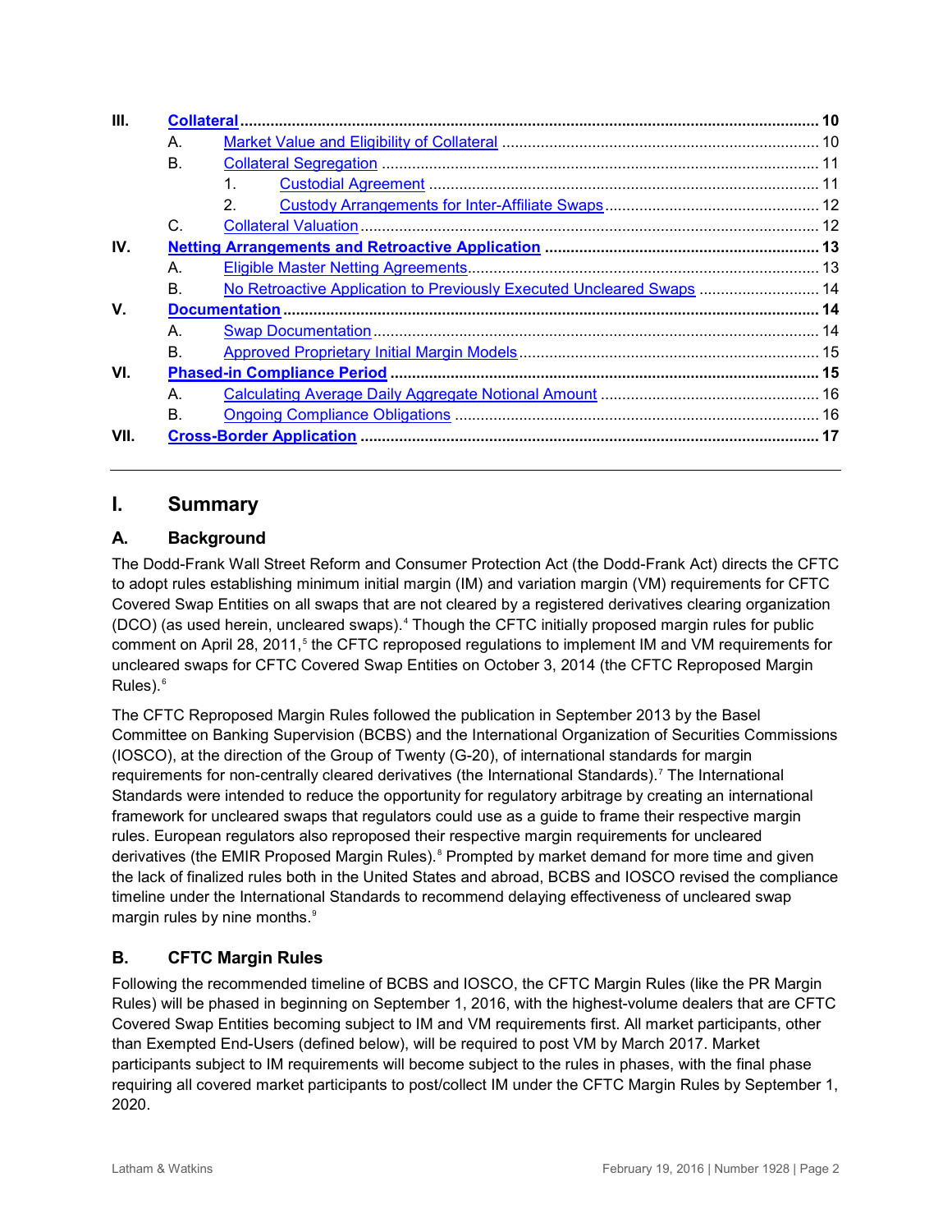| | | |
|---|---|---|
| **III.** | **Collateral** | **10** |
| | A. Market Value and Eligibility of Collateral | 10 |
| | B. Collateral Segregation | 11 |
| | 1. Custodial Agreement | 11 |
| | 2. Custody Arrangements for Inter-Affiliate Swaps | 12 |
| | C. Collateral Valuation | 12 |
| **IV.** | **Netting Arrangements and Retroactive Application** | **13** |
| | A. Eligible Master Netting Agreements | 13 |
| | B. No Retroactive Application to Previously Executed Uncleared Swaps | 14 |
| **V.** | **Documentation** | **14** |
| | A. Swap Documentation | 14 |
| | B. Approved Proprietary Initial Margin Models | 15 |
| **VI.** | **Phased-in Compliance Period** | **15** |
| | A. Calculating Average Daily Aggregate Notional Amount | 16 |
| | B. Ongoing Compliance Obligations | 16 |
| **VII.** | **Cross-Border Application** | **17** |

## I. Summary

### A. Background

The Dodd-Frank Wall Street Reform and Consumer Protection Act (the Dodd-Frank Act) directs the CFTC to adopt rules establishing minimum initial margin (IM) and variation margin (VM) requirements for CFTC Covered Swap Entities on all swaps that are not cleared by a registered derivatives clearing organization (DCO) (as used herein, uncleared swaps).[4] Though the CFTC initially proposed margin rules for public comment on April 28, 2011,[5] the CFTC reproposed regulations to implement IM and VM requirements for uncleared swaps for CFTC Covered Swap Entities on October 3, 2014 (the CFTC Reproposed Margin Rules).[6]

The CFTC Reproposed Margin Rules followed the publication in September 2013 by the Basel Committee on Banking Supervision (BCBS) and the International Organization of Securities Commissions (IOSCO), at the direction of the Group of Twenty (G-20), of international standards for margin requirements for non-centrally cleared derivatives (the International Standards).[7] The International Standards were intended to reduce the opportunity for regulatory arbitrage by creating an international framework for uncleared swaps that regulators could use as a guide to frame their respective margin rules. European regulators also reproposed their respective margin requirements for uncleared derivatives (the EMIR Proposed Margin Rules).[8] Prompted by market demand for more time and given the lack of finalized rules both in the United States and abroad, BCBS and IOSCO revised the compliance timeline under the International Standards to recommend delaying effectiveness of uncleared swap margin rules by nine months.[9]

### B. CFTC Margin Rules

Following the recommended timeline of BCBS and IOSCO, the CFTC Margin Rules (like the PR Margin Rules) will be phased in beginning on September 1, 2016, with the highest-volume dealers that are CFTC Covered Swap Entities becoming subject to IM and VM requirements first. All market participants, other than Exempted End-Users (defined below), will be required to post VM by March 2017. Market participants subject to IM requirements will become subject to the rules in phases, with the final phase requiring all covered market participants to post/collect IM under the CFTC Margin Rules by September 1, 2020.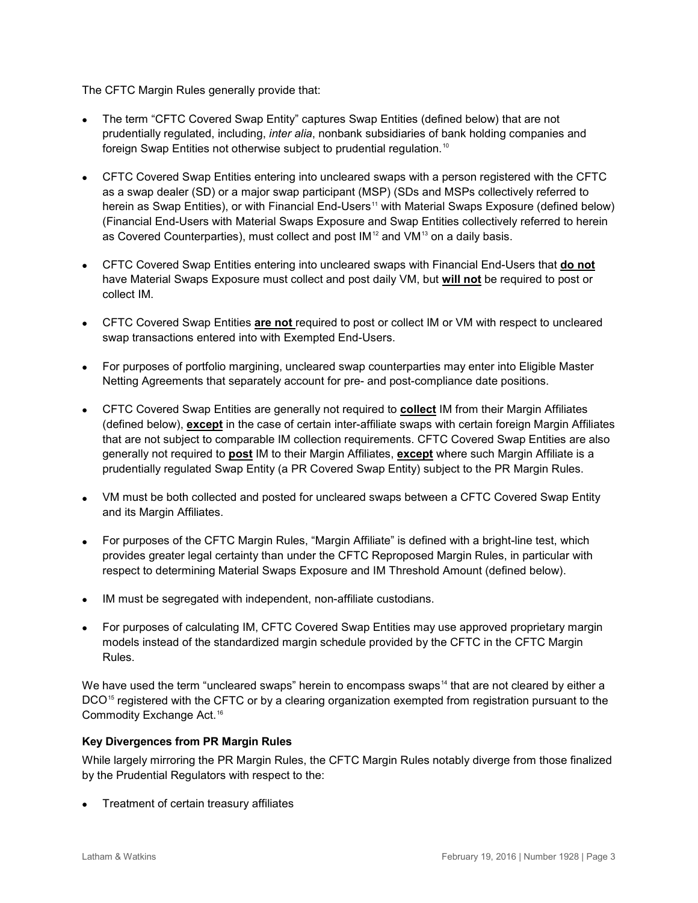The CFTC Margin Rules generally provide that:

- The term "CFTC Covered Swap Entity" captures Swap Entities (defined below) that are not prudentially regulated, including, *inter alia*, nonbank subsidiaries of bank holding companies and foreign Swap Entities not otherwise subject to prudential regulation.[10]
- CFTC Covered Swap Entities entering into uncleared swaps with a person registered with the CFTC as a swap dealer (SD) or a major swap participant (MSP) (SDs and MSPs collectively referred to herein as Swap Entities), or with Financial End-Users[11] with Material Swaps Exposure (defined below) (Financial End-Users with Material Swaps Exposure and Swap Entities collectively referred to herein as Covered Counterparties), must collect and post IM[12] and VM[13] on a daily basis.
- CFTC Covered Swap Entities entering into uncleared swaps with Financial End-Users that **do not** have Material Swaps Exposure must collect and post daily VM, but **will not** be required to post or collect IM.
- CFTC Covered Swap Entities **are not** required to post or collect IM or VM with respect to uncleared swap transactions entered into with Exempted End-Users.
- For purposes of portfolio margining, uncleared swap counterparties may enter into Eligible Master Netting Agreements that separately account for pre- and post-compliance date positions.
- CFTC Covered Swap Entities are generally not required to **collect** IM from their Margin Affiliates (defined below), **except** in the case of certain inter-affiliate swaps with certain foreign Margin Affiliates that are not subject to comparable IM collection requirements. CFTC Covered Swap Entities are also generally not required to **post** IM to their Margin Affiliates, **except** where such Margin Affiliate is a prudentially regulated Swap Entity (a PR Covered Swap Entity) subject to the PR Margin Rules.
- VM must be both collected and posted for uncleared swaps between a CFTC Covered Swap Entity and its Margin Affiliates.
- For purposes of the CFTC Margin Rules, "Margin Affiliate" is defined with a bright-line test, which provides greater legal certainty than under the CFTC Reproposed Margin Rules, in particular with respect to determining Material Swaps Exposure and IM Threshold Amount (defined below).
- IM must be segregated with independent, non-affiliate custodians.
- For purposes of calculating IM, CFTC Covered Swap Entities may use approved proprietary margin models instead of the standardized margin schedule provided by the CFTC in the CFTC Margin Rules.

We have used the term "uncleared swaps" herein to encompass swaps[14] that are not cleared by either a DCO[15] registered with the CFTC or by a clearing organization exempted from registration pursuant to the Commodity Exchange Act.[16]

**Key Divergences from PR Margin Rules**

While largely mirroring the PR Margin Rules, the CFTC Margin Rules notably diverge from those finalized by the Prudential Regulators with respect to the:

- Treatment of certain treasury affiliates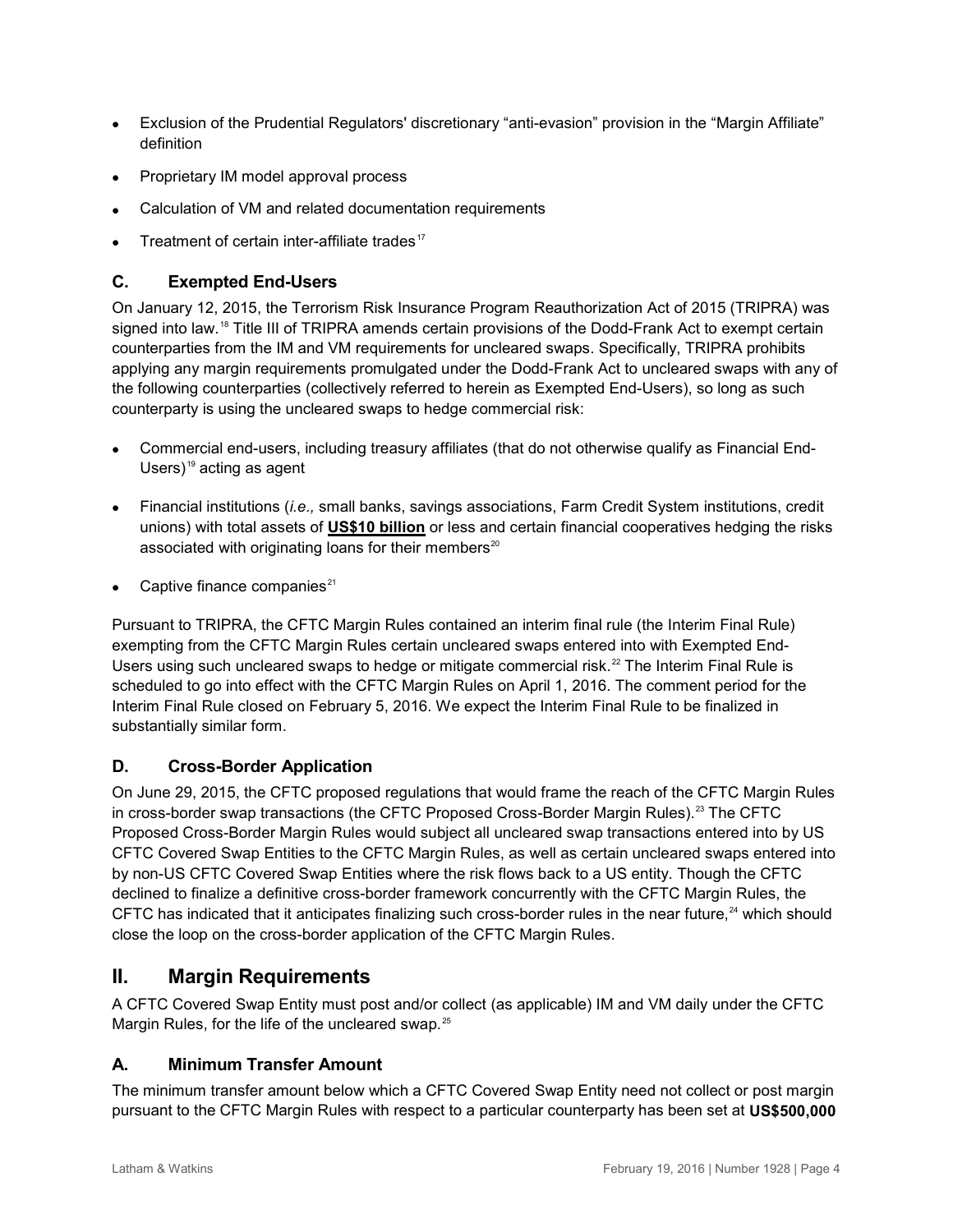- Exclusion of the Prudential Regulators' discretionary "anti-evasion" provision in the "Margin Affiliate" definition
- Proprietary IM model approval process
- Calculation of VM and related documentation requirements
- Treatment of certain inter-affiliate trades[17]

### C. Exempted End-Users

On January 12, 2015, the Terrorism Risk Insurance Program Reauthorization Act of 2015 (TRIPRA) was signed into law.[18] Title III of TRIPRA amends certain provisions of the Dodd-Frank Act to exempt certain counterparties from the IM and VM requirements for uncleared swaps. Specifically, TRIPRA prohibits applying any margin requirements promulgated under the Dodd-Frank Act to uncleared swaps with any of the following counterparties (collectively referred to herein as Exempted End-Users), so long as such counterparty is using the uncleared swaps to hedge commercial risk:

- Commercial end-users, including treasury affiliates (that do not otherwise qualify as Financial End-Users)[19] acting as agent
- Financial institutions (*i.e.,* small banks, savings associations, Farm Credit System institutions, credit unions) with total assets of **US$10 billion** or less and certain financial cooperatives hedging the risks associated with originating loans for their members[20]
- Captive finance companies[21]

Pursuant to TRIPRA, the CFTC Margin Rules contained an interim final rule (the Interim Final Rule) exempting from the CFTC Margin Rules certain uncleared swaps entered into with Exempted End-Users using such uncleared swaps to hedge or mitigate commercial risk.[22] The Interim Final Rule is scheduled to go into effect with the CFTC Margin Rules on April 1, 2016. The comment period for the Interim Final Rule closed on February 5, 2016. We expect the Interim Final Rule to be finalized in substantially similar form.

### D. Cross-Border Application

On June 29, 2015, the CFTC proposed regulations that would frame the reach of the CFTC Margin Rules in cross-border swap transactions (the CFTC Proposed Cross-Border Margin Rules).[23] The CFTC Proposed Cross-Border Margin Rules would subject all uncleared swap transactions entered into by US CFTC Covered Swap Entities to the CFTC Margin Rules, as well as certain uncleared swaps entered into by non-US CFTC Covered Swap Entities where the risk flows back to a US entity. Though the CFTC declined to finalize a definitive cross-border framework concurrently with the CFTC Margin Rules, the CFTC has indicated that it anticipates finalizing such cross-border rules in the near future,[24] which should close the loop on the cross-border application of the CFTC Margin Rules.

## II. Margin Requirements

A CFTC Covered Swap Entity must post and/or collect (as applicable) IM and VM daily under the CFTC Margin Rules, for the life of the uncleared swap.[25]

### A. Minimum Transfer Amount

The minimum transfer amount below which a CFTC Covered Swap Entity need not collect or post margin pursuant to the CFTC Margin Rules with respect to a particular counterparty has been set at **US$500,000**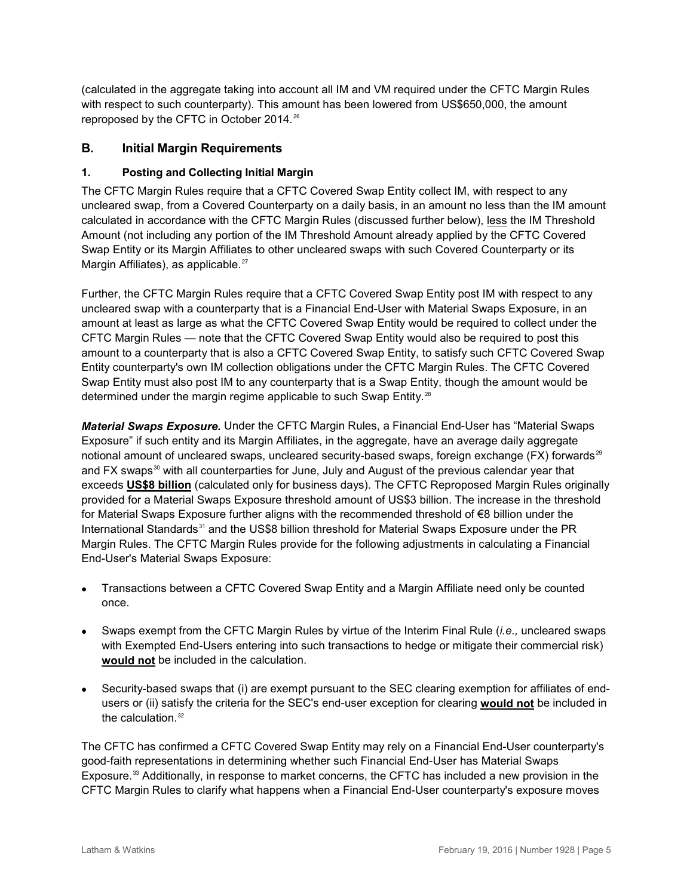(calculated in the aggregate taking into account all IM and VM required under the CFTC Margin Rules with respect to such counterparty). This amount has been lowered from US$650,000, the amount reproposed by the CFTC in October 2014.[26]

## B. Initial Margin Requirements

### 1. Posting and Collecting Initial Margin

The CFTC Margin Rules require that a CFTC Covered Swap Entity collect IM, with respect to any uncleared swap, from a Covered Counterparty on a daily basis, in an amount no less than the IM amount calculated in accordance with the CFTC Margin Rules (discussed further below), less the IM Threshold Amount (not including any portion of the IM Threshold Amount already applied by the CFTC Covered Swap Entity or its Margin Affiliates to other uncleared swaps with such Covered Counterparty or its Margin Affiliates), as applicable.[27]

Further, the CFTC Margin Rules require that a CFTC Covered Swap Entity post IM with respect to any uncleared swap with a counterparty that is a Financial End-User with Material Swaps Exposure, in an amount at least as large as what the CFTC Covered Swap Entity would be required to collect under the CFTC Margin Rules — note that the CFTC Covered Swap Entity would also be required to post this amount to a counterparty that is also a CFTC Covered Swap Entity, to satisfy such CFTC Covered Swap Entity counterparty's own IM collection obligations under the CFTC Margin Rules. The CFTC Covered Swap Entity must also post IM to any counterparty that is a Swap Entity, though the amount would be determined under the margin regime applicable to such Swap Entity.[28]

***Material Swaps Exposure.*** Under the CFTC Margin Rules, a Financial End-User has "Material Swaps Exposure" if such entity and its Margin Affiliates, in the aggregate, have an average daily aggregate notional amount of uncleared swaps, uncleared security-based swaps, foreign exchange (FX) forwards[29] and FX swaps[30] with all counterparties for June, July and August of the previous calendar year that exceeds **US$8 billion** (calculated only for business days). The CFTC Reproposed Margin Rules originally provided for a Material Swaps Exposure threshold amount of US$3 billion. The increase in the threshold for Material Swaps Exposure further aligns with the recommended threshold of €8 billion under the International Standards[31] and the US$8 billion threshold for Material Swaps Exposure under the PR Margin Rules. The CFTC Margin Rules provide for the following adjustments in calculating a Financial End-User's Material Swaps Exposure:

- Transactions between a CFTC Covered Swap Entity and a Margin Affiliate need only be counted once.
- Swaps exempt from the CFTC Margin Rules by virtue of the Interim Final Rule (*i.e.,* uncleared swaps with Exempted End-Users entering into such transactions to hedge or mitigate their commercial risk) **would not** be included in the calculation.
- Security-based swaps that (i) are exempt pursuant to the SEC clearing exemption for affiliates of end-users or (ii) satisfy the criteria for the SEC's end-user exception for clearing **would not** be included in the calculation.[32]

The CFTC has confirmed a CFTC Covered Swap Entity may rely on a Financial End-User counterparty's good-faith representations in determining whether such Financial End-User has Material Swaps Exposure.[33] Additionally, in response to market concerns, the CFTC has included a new provision in the CFTC Margin Rules to clarify what happens when a Financial End-User counterparty's exposure moves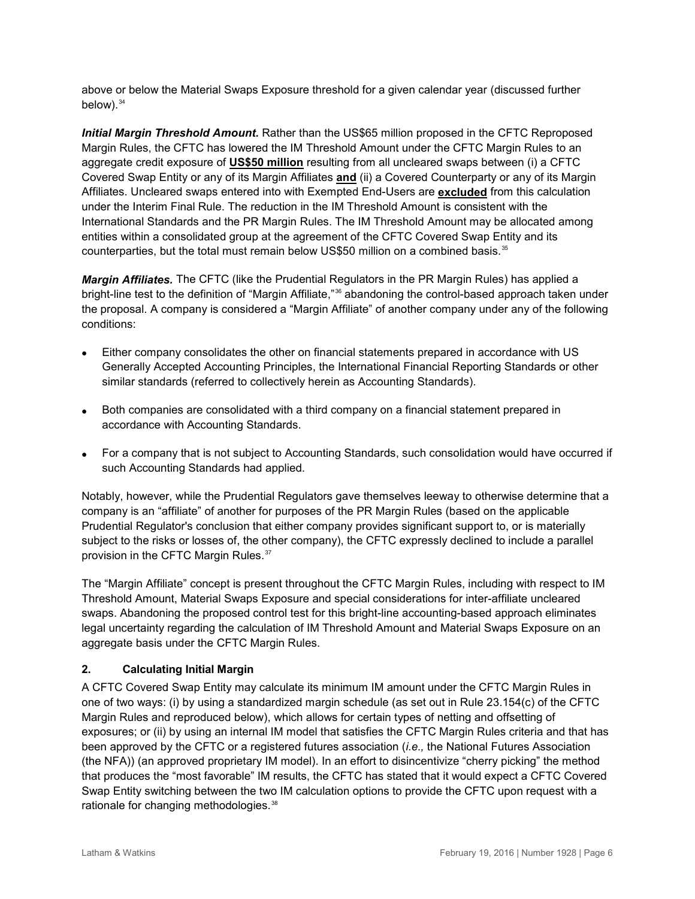above or below the Material Swaps Exposure threshold for a given calendar year (discussed further below).[34]

***Initial Margin Threshold Amount.*** Rather than the US$65 million proposed in the CFTC Reproposed Margin Rules, the CFTC has lowered the IM Threshold Amount under the CFTC Margin Rules to an aggregate credit exposure of **US$50 million** resulting from all uncleared swaps between (i) a CFTC Covered Swap Entity or any of its Margin Affiliates **and** (ii) a Covered Counterparty or any of its Margin Affiliates. Uncleared swaps entered into with Exempted End-Users are **excluded** from this calculation under the Interim Final Rule. The reduction in the IM Threshold Amount is consistent with the International Standards and the PR Margin Rules. The IM Threshold Amount may be allocated among entities within a consolidated group at the agreement of the CFTC Covered Swap Entity and its counterparties, but the total must remain below US$50 million on a combined basis.[35]

***Margin Affiliates.*** The CFTC (like the Prudential Regulators in the PR Margin Rules) has applied a bright-line test to the definition of "Margin Affiliate,"[36] abandoning the control-based approach taken under the proposal. A company is considered a "Margin Affiliate" of another company under any of the following conditions:

- Either company consolidates the other on financial statements prepared in accordance with US Generally Accepted Accounting Principles, the International Financial Reporting Standards or other similar standards (referred to collectively herein as Accounting Standards).
- Both companies are consolidated with a third company on a financial statement prepared in accordance with Accounting Standards.
- For a company that is not subject to Accounting Standards, such consolidation would have occurred if such Accounting Standards had applied.

Notably, however, while the Prudential Regulators gave themselves leeway to otherwise determine that a company is an "affiliate" of another for purposes of the PR Margin Rules (based on the applicable Prudential Regulator's conclusion that either company provides significant support to, or is materially subject to the risks or losses of, the other company), the CFTC expressly declined to include a parallel provision in the CFTC Margin Rules.[37]

The "Margin Affiliate" concept is present throughout the CFTC Margin Rules, including with respect to IM Threshold Amount, Material Swaps Exposure and special considerations for inter-affiliate uncleared swaps. Abandoning the proposed control test for this bright-line accounting-based approach eliminates legal uncertainty regarding the calculation of IM Threshold Amount and Material Swaps Exposure on an aggregate basis under the CFTC Margin Rules.

### 2. Calculating Initial Margin

A CFTC Covered Swap Entity may calculate its minimum IM amount under the CFTC Margin Rules in one of two ways: (i) by using a standardized margin schedule (as set out in Rule 23.154(c) of the CFTC Margin Rules and reproduced below), which allows for certain types of netting and offsetting of exposures; or (ii) by using an internal IM model that satisfies the CFTC Margin Rules criteria and that has been approved by the CFTC or a registered futures association (*i.e.,* the National Futures Association (the NFA)) (an approved proprietary IM model). In an effort to disincentivize "cherry picking" the method that produces the "most favorable" IM results, the CFTC has stated that it would expect a CFTC Covered Swap Entity switching between the two IM calculation options to provide the CFTC upon request with a rationale for changing methodologies.[38]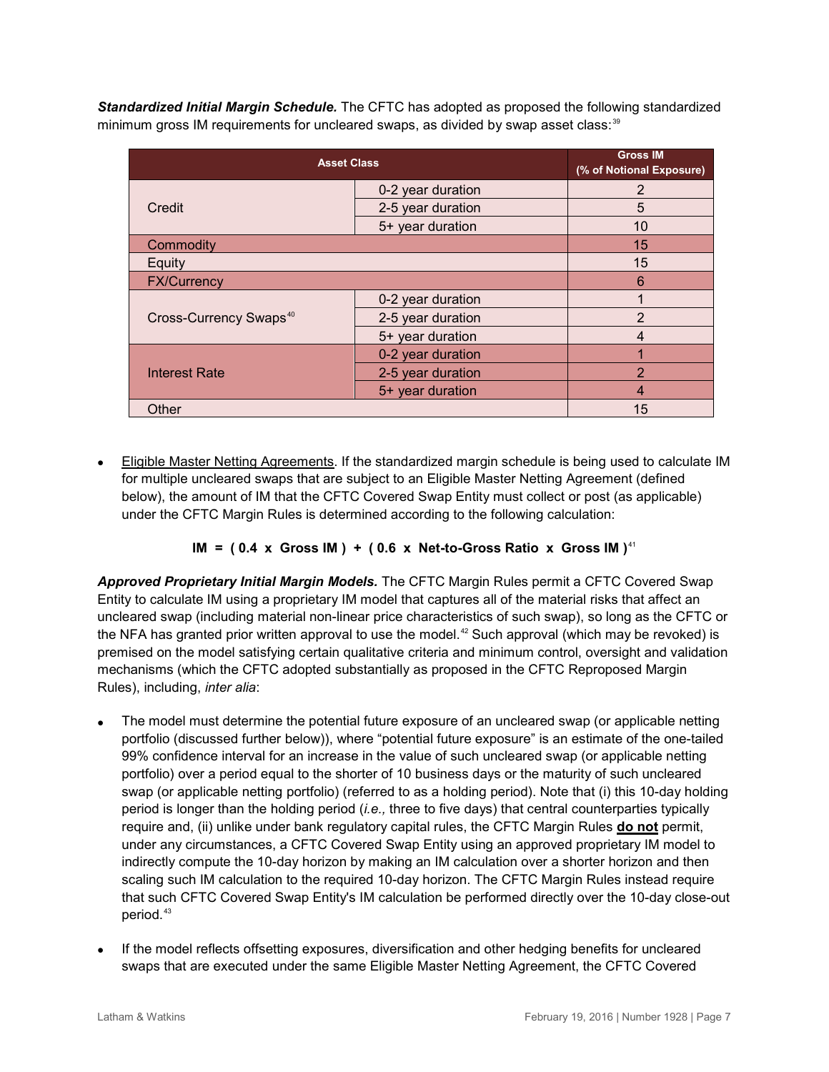***Standardized Initial Margin Schedule.*** The CFTC has adopted as proposed the following standardized minimum gross IM requirements for uncleared swaps, as divided by swap asset class:[39]

| Asset Class | | Gross IM (% of Notional Exposure) |
|---|---|---|
| Credit | 0-2 year duration | 2 |
| | 2-5 year duration | 5 |
| | 5+ year duration | 10 |
| Commodity | | 15 |
| Equity | | 15 |
| FX/Currency | | 6 |
| Cross-Currency Swaps[40] | 0-2 year duration | 1 |
| | 2-5 year duration | 2 |
| | 5+ year duration | 4 |
| Interest Rate | 0-2 year duration | 1 |
| | 2-5 year duration | 2 |
| | 5+ year duration | 4 |
| Other | | 15 |

- Eligible Master Netting Agreements. If the standardized margin schedule is being used to calculate IM for multiple uncleared swaps that are subject to an Eligible Master Netting Agreement (defined below), the amount of IM that the CFTC Covered Swap Entity must collect or post (as applicable) under the CFTC Margin Rules is determined according to the following calculation:

$$\textbf{IM} = (0.4 \times \textbf{Gross IM}) + (0.6 \times \textbf{Net-to-Gross Ratio} \times \textbf{Gross IM})$$[41]

***Approved Proprietary Initial Margin Models.*** The CFTC Margin Rules permit a CFTC Covered Swap Entity to calculate IM using a proprietary IM model that captures all of the material risks that affect an uncleared swap (including material non-linear price characteristics of such swap), so long as the CFTC or the NFA has granted prior written approval to use the model.[42] Such approval (which may be revoked) is premised on the model satisfying certain qualitative criteria and minimum control, oversight and validation mechanisms (which the CFTC adopted substantially as proposed in the CFTC Reproposed Margin Rules), including, *inter alia*:

- The model must determine the potential future exposure of an uncleared swap (or applicable netting portfolio (discussed further below)), where "potential future exposure" is an estimate of the one-tailed 99% confidence interval for an increase in the value of such uncleared swap (or applicable netting portfolio) over a period equal to the shorter of 10 business days or the maturity of such uncleared swap (or applicable netting portfolio) (referred to as a holding period). Note that (i) this 10-day holding period is longer than the holding period (*i.e.,* three to five days) that central counterparties typically require and, (ii) unlike under bank regulatory capital rules, the CFTC Margin Rules ***do not*** permit, under any circumstances, a CFTC Covered Swap Entity using an approved proprietary IM model to indirectly compute the 10-day horizon by making an IM calculation over a shorter horizon and then scaling such IM calculation to the required 10-day horizon. The CFTC Margin Rules instead require that such CFTC Covered Swap Entity's IM calculation be performed directly over the 10-day close-out period.[43]

- If the model reflects offsetting exposures, diversification and other hedging benefits for uncleared swaps that are executed under the same Eligible Master Netting Agreement, the CFTC Covered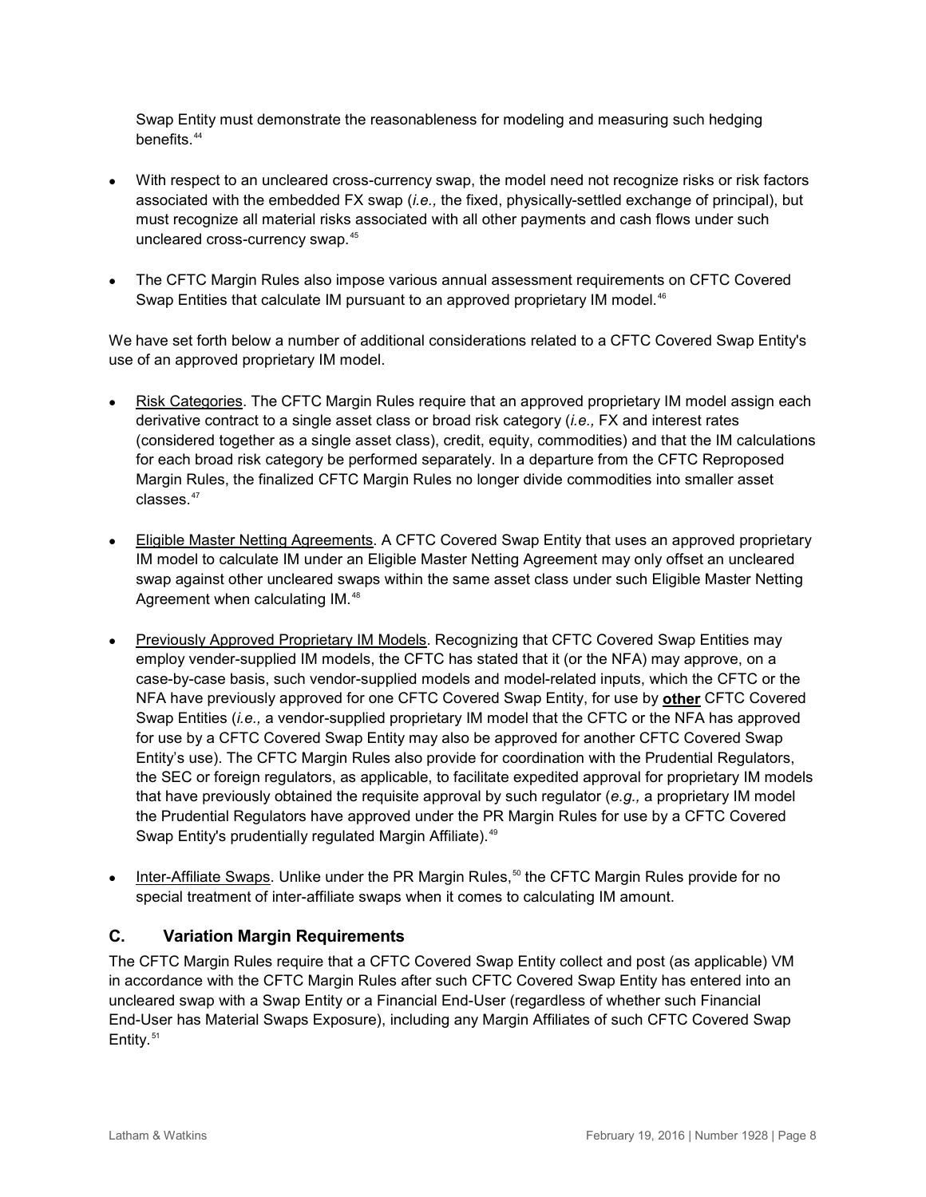Swap Entity must demonstrate the reasonableness for modeling and measuring such hedging benefits.[44]

- With respect to an uncleared cross-currency swap, the model need not recognize risks or risk factors associated with the embedded FX swap (*i.e.,* the fixed, physically-settled exchange of principal), but must recognize all material risks associated with all other payments and cash flows under such uncleared cross-currency swap.[45]
- The CFTC Margin Rules also impose various annual assessment requirements on CFTC Covered Swap Entities that calculate IM pursuant to an approved proprietary IM model.[46]

We have set forth below a number of additional considerations related to a CFTC Covered Swap Entity's use of an approved proprietary IM model.

- Risk Categories. The CFTC Margin Rules require that an approved proprietary IM model assign each derivative contract to a single asset class or broad risk category (*i.e.,* FX and interest rates (considered together as a single asset class), credit, equity, commodities) and that the IM calculations for each broad risk category be performed separately. In a departure from the CFTC Reproposed Margin Rules, the finalized CFTC Margin Rules no longer divide commodities into smaller asset classes.[47]
- Eligible Master Netting Agreements. A CFTC Covered Swap Entity that uses an approved proprietary IM model to calculate IM under an Eligible Master Netting Agreement may only offset an uncleared swap against other uncleared swaps within the same asset class under such Eligible Master Netting Agreement when calculating IM.[48]
- Previously Approved Proprietary IM Models. Recognizing that CFTC Covered Swap Entities may employ vender-supplied IM models, the CFTC has stated that it (or the NFA) may approve, on a case-by-case basis, such vendor-supplied models and model-related inputs, which the CFTC or the NFA have previously approved for one CFTC Covered Swap Entity, for use by **other** CFTC Covered Swap Entities (*i.e.,* a vendor-supplied proprietary IM model that the CFTC or the NFA has approved for use by a CFTC Covered Swap Entity may also be approved for another CFTC Covered Swap Entity's use). The CFTC Margin Rules also provide for coordination with the Prudential Regulators, the SEC or foreign regulators, as applicable, to facilitate expedited approval for proprietary IM models that have previously obtained the requisite approval by such regulator (*e.g.,* a proprietary IM model the Prudential Regulators have approved under the PR Margin Rules for use by a CFTC Covered Swap Entity's prudentially regulated Margin Affiliate).[49]
- Inter-Affiliate Swaps. Unlike under the PR Margin Rules,[50] the CFTC Margin Rules provide for no special treatment of inter-affiliate swaps when it comes to calculating IM amount.

### C. Variation Margin Requirements

The CFTC Margin Rules require that a CFTC Covered Swap Entity collect and post (as applicable) VM in accordance with the CFTC Margin Rules after such CFTC Covered Swap Entity has entered into an uncleared swap with a Swap Entity or a Financial End-User (regardless of whether such Financial End-User has Material Swaps Exposure), including any Margin Affiliates of such CFTC Covered Swap Entity.[51]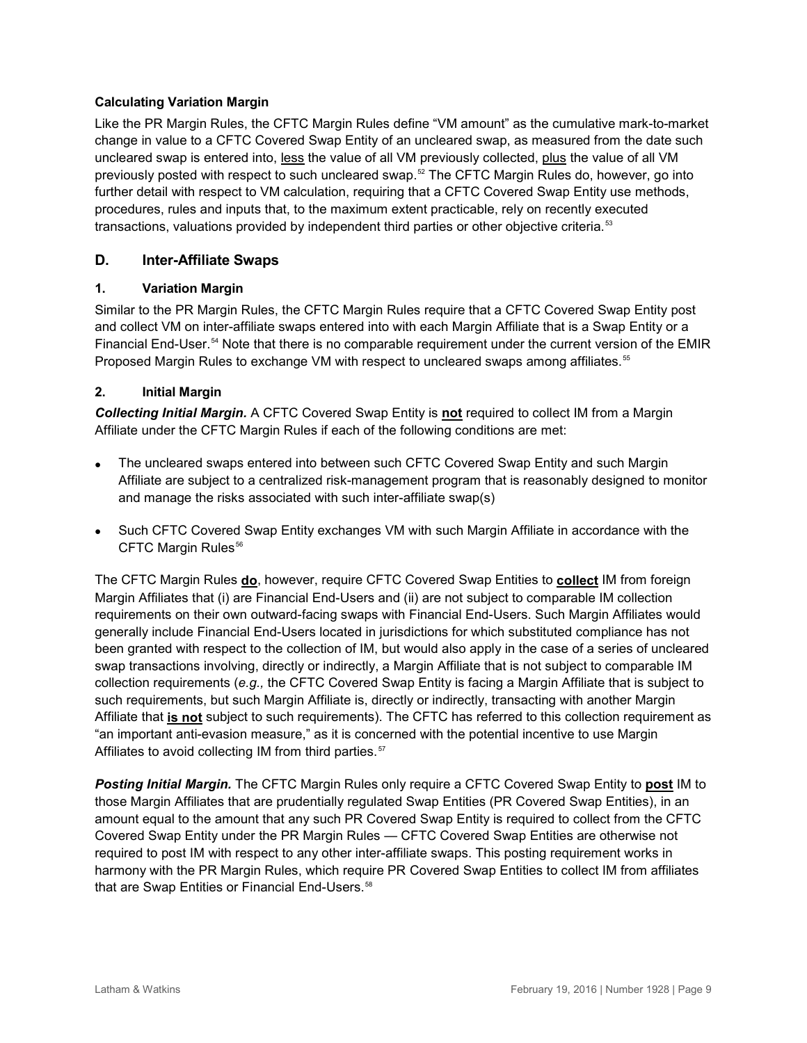**Calculating Variation Margin**

Like the PR Margin Rules, the CFTC Margin Rules define "VM amount" as the cumulative mark-to-market change in value to a CFTC Covered Swap Entity of an uncleared swap, as measured from the date such uncleared swap is entered into, <u>less</u> the value of all VM previously collected, <u>plus</u> the value of all VM previously posted with respect to such uncleared swap.[52] The CFTC Margin Rules do, however, go into further detail with respect to VM calculation, requiring that a CFTC Covered Swap Entity use methods, procedures, rules and inputs that, to the maximum extent practicable, rely on recently executed transactions, valuations provided by independent third parties or other objective criteria.[53]

## D. Inter-Affiliate Swaps

### 1. Variation Margin

Similar to the PR Margin Rules, the CFTC Margin Rules require that a CFTC Covered Swap Entity post and collect VM on inter-affiliate swaps entered into with each Margin Affiliate that is a Swap Entity or a Financial End-User.[54] Note that there is no comparable requirement under the current version of the EMIR Proposed Margin Rules to exchange VM with respect to uncleared swaps among affiliates.[55]

### 2. Initial Margin

***Collecting Initial Margin.*** A CFTC Covered Swap Entity is <u>**not**</u> required to collect IM from a Margin Affiliate under the CFTC Margin Rules if each of the following conditions are met:

- The uncleared swaps entered into between such CFTC Covered Swap Entity and such Margin Affiliate are subject to a centralized risk-management program that is reasonably designed to monitor and manage the risks associated with such inter-affiliate swap(s)
- Such CFTC Covered Swap Entity exchanges VM with such Margin Affiliate in accordance with the CFTC Margin Rules[56]

The CFTC Margin Rules <u>**do**</u>, however, require CFTC Covered Swap Entities to <u>**collect**</u> IM from foreign Margin Affiliates that (i) are Financial End-Users and (ii) are not subject to comparable IM collection requirements on their own outward-facing swaps with Financial End-Users. Such Margin Affiliates would generally include Financial End-Users located in jurisdictions for which substituted compliance has not been granted with respect to the collection of IM, but would also apply in the case of a series of uncleared swap transactions involving, directly or indirectly, a Margin Affiliate that is not subject to comparable IM collection requirements (*e.g.,* the CFTC Covered Swap Entity is facing a Margin Affiliate that is subject to such requirements, but such Margin Affiliate is, directly or indirectly, transacting with another Margin Affiliate that <u>**is not**</u> subject to such requirements). The CFTC has referred to this collection requirement as "an important anti-evasion measure," as it is concerned with the potential incentive to use Margin Affiliates to avoid collecting IM from third parties.[57]

***Posting Initial Margin.*** The CFTC Margin Rules only require a CFTC Covered Swap Entity to <u>**post**</u> IM to those Margin Affiliates that are prudentially regulated Swap Entities (PR Covered Swap Entities), in an amount equal to the amount that any such PR Covered Swap Entity is required to collect from the CFTC Covered Swap Entity under the PR Margin Rules — CFTC Covered Swap Entities are otherwise not required to post IM with respect to any other inter-affiliate swaps. This posting requirement works in harmony with the PR Margin Rules, which require PR Covered Swap Entities to collect IM from affiliates that are Swap Entities or Financial End-Users.[58]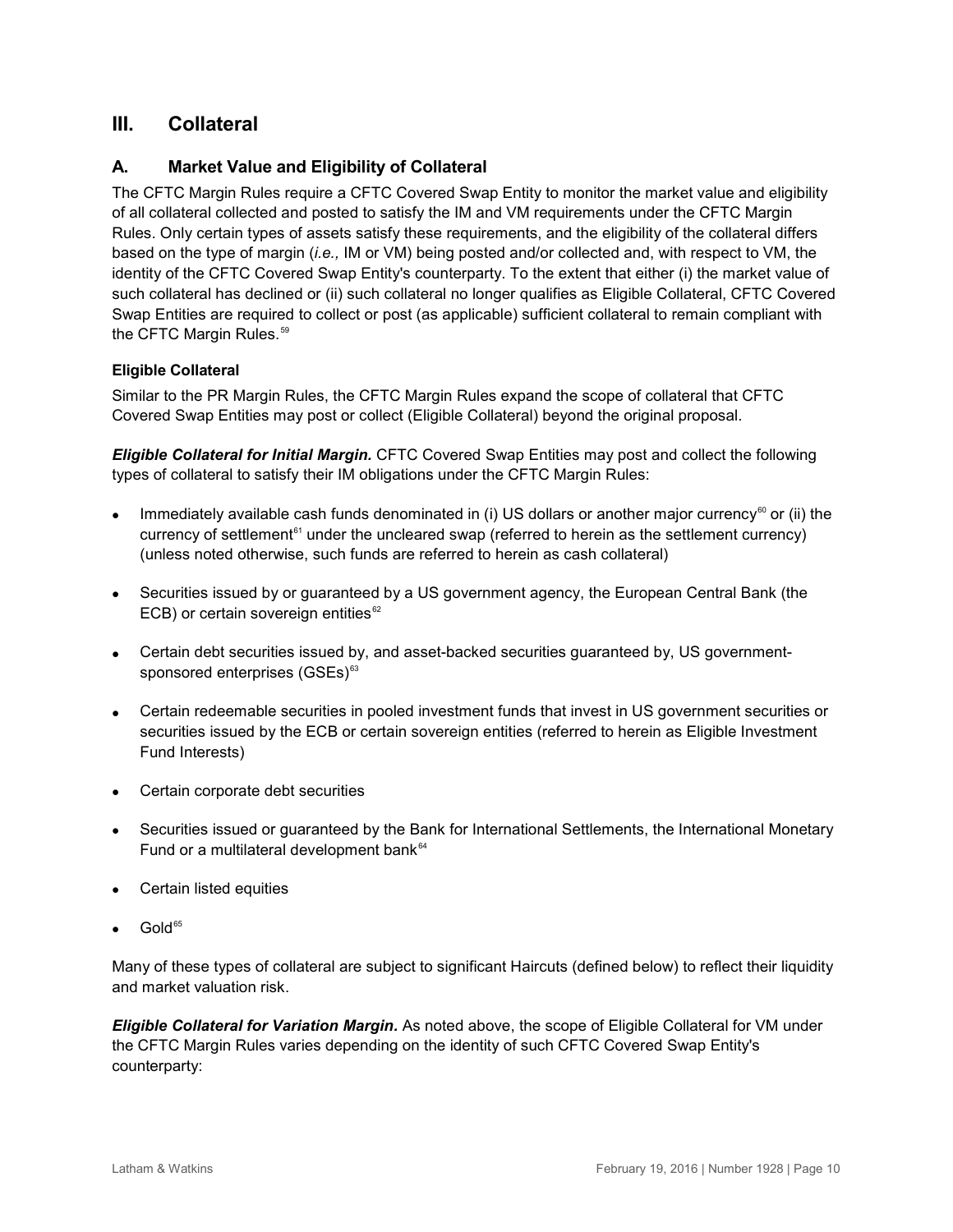## III. Collateral

### A. Market Value and Eligibility of Collateral

The CFTC Margin Rules require a CFTC Covered Swap Entity to monitor the market value and eligibility of all collateral collected and posted to satisfy the IM and VM requirements under the CFTC Margin Rules. Only certain types of assets satisfy these requirements, and the eligibility of the collateral differs based on the type of margin (*i.e.,* IM or VM) being posted and/or collected and, with respect to VM, the identity of the CFTC Covered Swap Entity's counterparty. To the extent that either (i) the market value of such collateral has declined or (ii) such collateral no longer qualifies as Eligible Collateral, CFTC Covered Swap Entities are required to collect or post (as applicable) sufficient collateral to remain compliant with the CFTC Margin Rules.[59]

#### Eligible Collateral

Similar to the PR Margin Rules, the CFTC Margin Rules expand the scope of collateral that CFTC Covered Swap Entities may post or collect (Eligible Collateral) beyond the original proposal.

***Eligible Collateral for Initial Margin.*** CFTC Covered Swap Entities may post and collect the following types of collateral to satisfy their IM obligations under the CFTC Margin Rules:

- Immediately available cash funds denominated in (i) US dollars or another major currency[60] or (ii) the currency of settlement[61] under the uncleared swap (referred to herein as the settlement currency) (unless noted otherwise, such funds are referred to herein as cash collateral)
- Securities issued by or guaranteed by a US government agency, the European Central Bank (the ECB) or certain sovereign entities[62]
- Certain debt securities issued by, and asset-backed securities guaranteed by, US government-sponsored enterprises (GSEs)[63]
- Certain redeemable securities in pooled investment funds that invest in US government securities or securities issued by the ECB or certain sovereign entities (referred to herein as Eligible Investment Fund Interests)
- Certain corporate debt securities
- Securities issued or guaranteed by the Bank for International Settlements, the International Monetary Fund or a multilateral development bank[64]
- Certain listed equities
- Gold[65]

Many of these types of collateral are subject to significant Haircuts (defined below) to reflect their liquidity and market valuation risk.

***Eligible Collateral for Variation Margin.*** As noted above, the scope of Eligible Collateral for VM under the CFTC Margin Rules varies depending on the identity of such CFTC Covered Swap Entity's counterparty: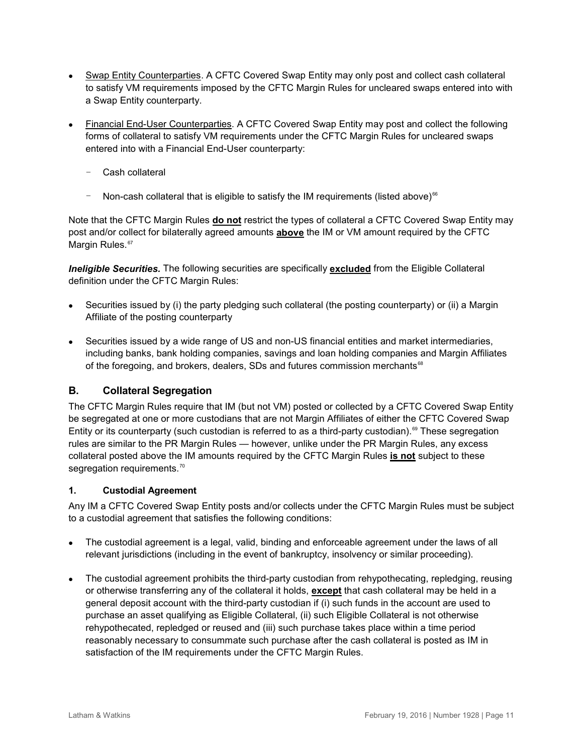- Swap Entity Counterparties. A CFTC Covered Swap Entity may only post and collect cash collateral to satisfy VM requirements imposed by the CFTC Margin Rules for uncleared swaps entered into with a Swap Entity counterparty.
- Financial End-User Counterparties. A CFTC Covered Swap Entity may post and collect the following forms of collateral to satisfy VM requirements under the CFTC Margin Rules for uncleared swaps entered into with a Financial End-User counterparty:
  - Cash collateral
  - Non-cash collateral that is eligible to satisfy the IM requirements (listed above)[66]

Note that the CFTC Margin Rules **do not** restrict the types of collateral a CFTC Covered Swap Entity may post and/or collect for bilaterally agreed amounts **above** the IM or VM amount required by the CFTC Margin Rules.[67]

***Ineligible Securities.*** The following securities are specifically **excluded** from the Eligible Collateral definition under the CFTC Margin Rules:

- Securities issued by (i) the party pledging such collateral (the posting counterparty) or (ii) a Margin Affiliate of the posting counterparty
- Securities issued by a wide range of US and non-US financial entities and market intermediaries, including banks, bank holding companies, savings and loan holding companies and Margin Affiliates of the foregoing, and brokers, dealers, SDs and futures commission merchants[68]

## B. Collateral Segregation

The CFTC Margin Rules require that IM (but not VM) posted or collected by a CFTC Covered Swap Entity be segregated at one or more custodians that are not Margin Affiliates of either the CFTC Covered Swap Entity or its counterparty (such custodian is referred to as a third-party custodian).[69] These segregation rules are similar to the PR Margin Rules — however, unlike under the PR Margin Rules, any excess collateral posted above the IM amounts required by the CFTC Margin Rules **is not** subject to these segregation requirements.[70]

### 1. Custodial Agreement

Any IM a CFTC Covered Swap Entity posts and/or collects under the CFTC Margin Rules must be subject to a custodial agreement that satisfies the following conditions:

- The custodial agreement is a legal, valid, binding and enforceable agreement under the laws of all relevant jurisdictions (including in the event of bankruptcy, insolvency or similar proceeding).
- The custodial agreement prohibits the third-party custodian from rehypothecating, repledging, reusing or otherwise transferring any of the collateral it holds, **except** that cash collateral may be held in a general deposit account with the third-party custodian if (i) such funds in the account are used to purchase an asset qualifying as Eligible Collateral, (ii) such Eligible Collateral is not otherwise rehypothecated, repledged or reused and (iii) such purchase takes place within a time period reasonably necessary to consummate such purchase after the cash collateral is posted as IM in satisfaction of the IM requirements under the CFTC Margin Rules.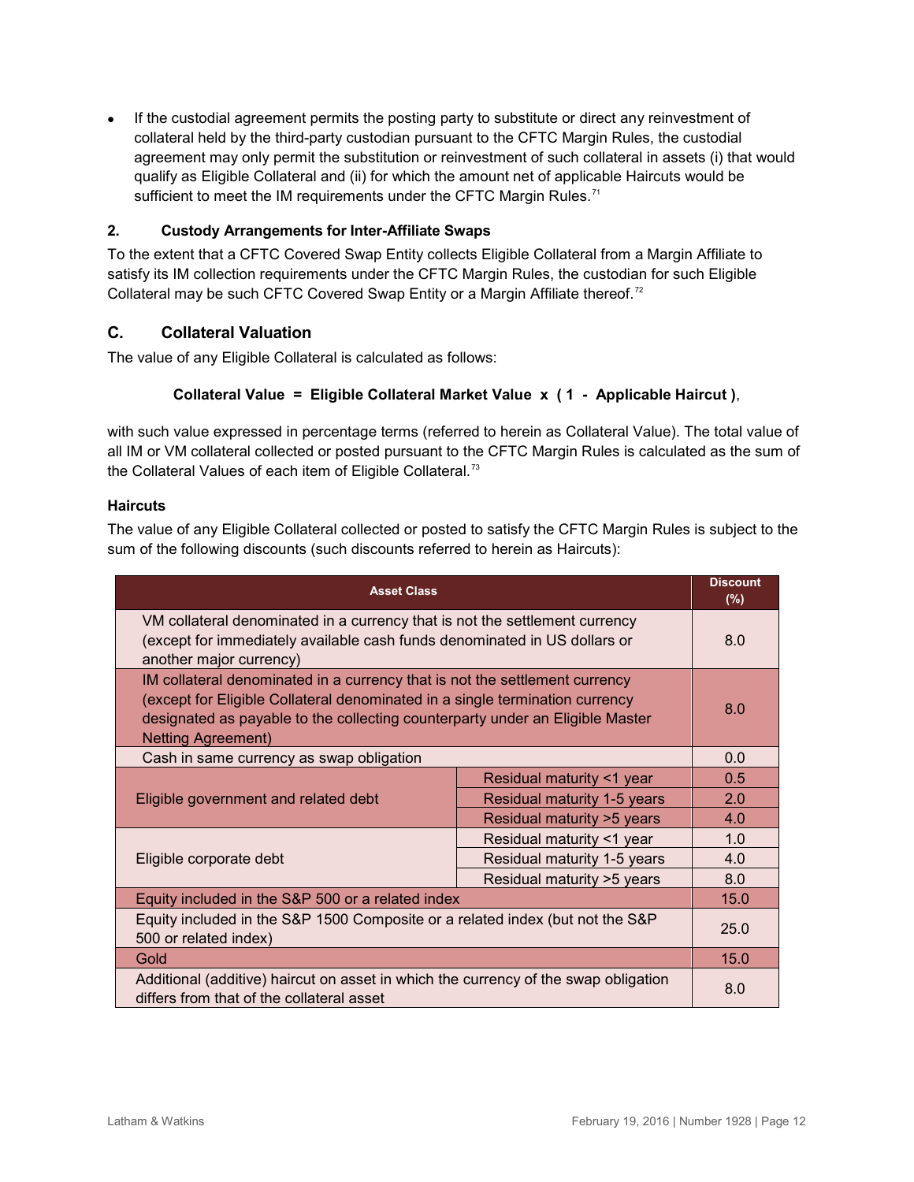- If the custodial agreement permits the posting party to substitute or direct any reinvestment of collateral held by the third-party custodian pursuant to the CFTC Margin Rules, the custodial agreement may only permit the substitution or reinvestment of such collateral in assets (i) that would qualify as Eligible Collateral and (ii) for which the amount net of applicable Haircuts would be sufficient to meet the IM requirements under the CFTC Margin Rules.[71]

#### 2. Custody Arrangements for Inter-Affiliate Swaps

To the extent that a CFTC Covered Swap Entity collects Eligible Collateral from a Margin Affiliate to satisfy its IM collection requirements under the CFTC Margin Rules, the custodian for such Eligible Collateral may be such CFTC Covered Swap Entity or a Margin Affiliate thereof.[72]

### C. Collateral Valuation

The value of any Eligible Collateral is calculated as follows:

**Collateral Value = Eligible Collateral Market Value x ( 1 - Applicable Haircut )**,

with such value expressed in percentage terms (referred to herein as Collateral Value). The total value of all IM or VM collateral collected or posted pursuant to the CFTC Margin Rules is calculated as the sum of the Collateral Values of each item of Eligible Collateral.[73]

#### Haircuts

The value of any Eligible Collateral collected or posted to satisfy the CFTC Margin Rules is subject to the sum of the following discounts (such discounts referred to herein as Haircuts):

| Asset Class | | Discount (%) |
|---|---|---|
| VM collateral denominated in a currency that is not the settlement currency (except for immediately available cash funds denominated in US dollars or another major currency) | | 8.0 |
| IM collateral denominated in a currency that is not the settlement currency (except for Eligible Collateral denominated in a single termination currency designated as payable to the collecting counterparty under an Eligible Master Netting Agreement) | | 8.0 |
| Cash in same currency as swap obligation | | 0.0 |
| Eligible government and related debt | Residual maturity <1 year | 0.5 |
| | Residual maturity 1-5 years | 2.0 |
| | Residual maturity >5 years | 4.0 |
| Eligible corporate debt | Residual maturity <1 year | 1.0 |
| | Residual maturity 1-5 years | 4.0 |
| | Residual maturity >5 years | 8.0 |
| Equity included in the S&P 500 or a related index | | 15.0 |
| Equity included in the S&P 1500 Composite or a related index (but not the S&P 500 or related index) | | 25.0 |
| Gold | | 15.0 |
| Additional (additive) haircut on asset in which the currency of the swap obligation differs from that of the collateral asset | | 8.0 |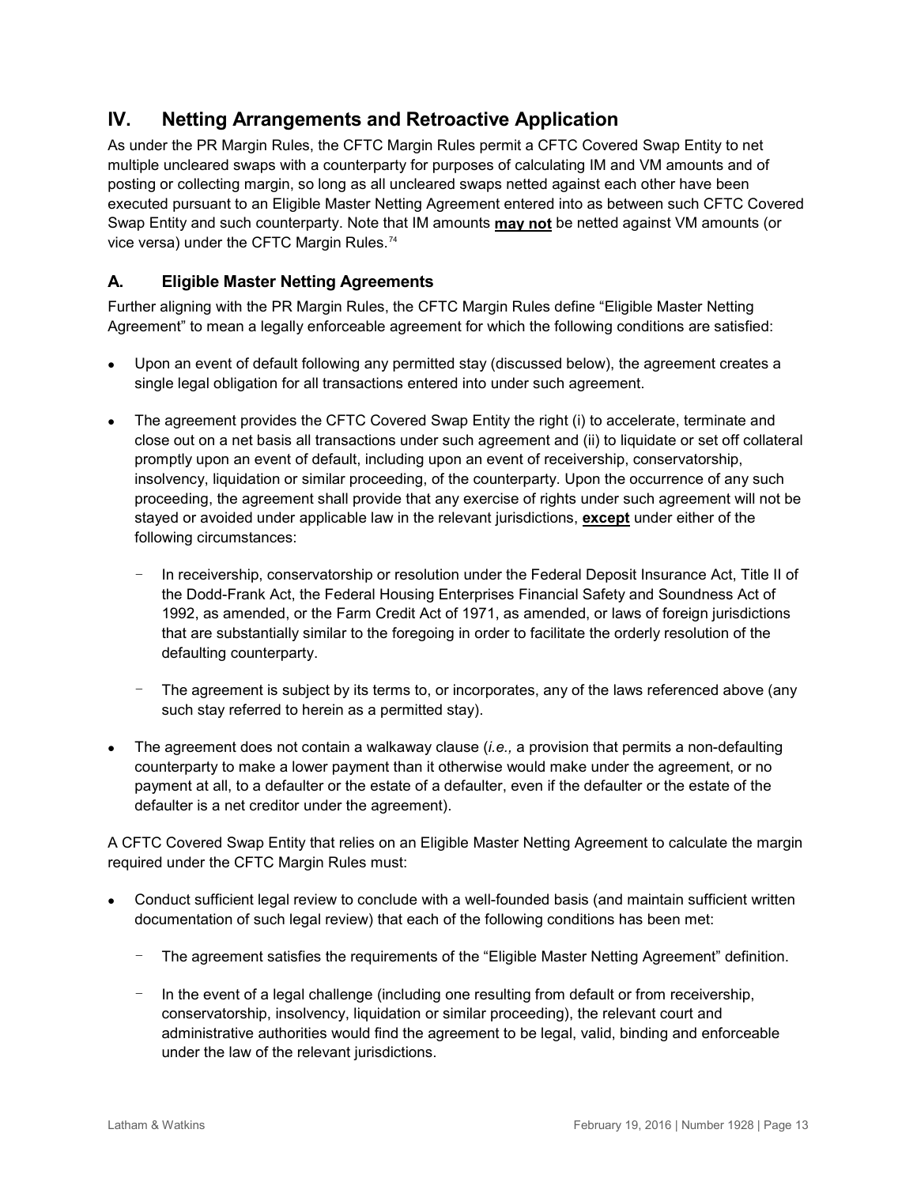## IV. Netting Arrangements and Retroactive Application

As under the PR Margin Rules, the CFTC Margin Rules permit a CFTC Covered Swap Entity to net multiple uncleared swaps with a counterparty for purposes of calculating IM and VM amounts and of posting or collecting margin, so long as all uncleared swaps netted against each other have been executed pursuant to an Eligible Master Netting Agreement entered into as between such CFTC Covered Swap Entity and such counterparty. Note that IM amounts **may not** be netted against VM amounts (or vice versa) under the CFTC Margin Rules.[74]

### A. Eligible Master Netting Agreements

Further aligning with the PR Margin Rules, the CFTC Margin Rules define "Eligible Master Netting Agreement" to mean a legally enforceable agreement for which the following conditions are satisfied:

- Upon an event of default following any permitted stay (discussed below), the agreement creates a single legal obligation for all transactions entered into under such agreement.
- The agreement provides the CFTC Covered Swap Entity the right (i) to accelerate, terminate and close out on a net basis all transactions under such agreement and (ii) to liquidate or set off collateral promptly upon an event of default, including upon an event of receivership, conservatorship, insolvency, liquidation or similar proceeding, of the counterparty. Upon the occurrence of any such proceeding, the agreement shall provide that any exercise of rights under such agreement will not be stayed or avoided under applicable law in the relevant jurisdictions, **except** under either of the following circumstances:
  - In receivership, conservatorship or resolution under the Federal Deposit Insurance Act, Title II of the Dodd-Frank Act, the Federal Housing Enterprises Financial Safety and Soundness Act of 1992, as amended, or the Farm Credit Act of 1971, as amended, or laws of foreign jurisdictions that are substantially similar to the foregoing in order to facilitate the orderly resolution of the defaulting counterparty.
  - The agreement is subject by its terms to, or incorporates, any of the laws referenced above (any such stay referred to herein as a permitted stay).
- The agreement does not contain a walkaway clause (*i.e.,* a provision that permits a non-defaulting counterparty to make a lower payment than it otherwise would make under the agreement, or no payment at all, to a defaulter or the estate of a defaulter, even if the defaulter or the estate of the defaulter is a net creditor under the agreement).

A CFTC Covered Swap Entity that relies on an Eligible Master Netting Agreement to calculate the margin required under the CFTC Margin Rules must:

- Conduct sufficient legal review to conclude with a well-founded basis (and maintain sufficient written documentation of such legal review) that each of the following conditions has been met:
  - The agreement satisfies the requirements of the "Eligible Master Netting Agreement" definition.
  - In the event of a legal challenge (including one resulting from default or from receivership, conservatorship, insolvency, liquidation or similar proceeding), the relevant court and administrative authorities would find the agreement to be legal, valid, binding and enforceable under the law of the relevant jurisdictions.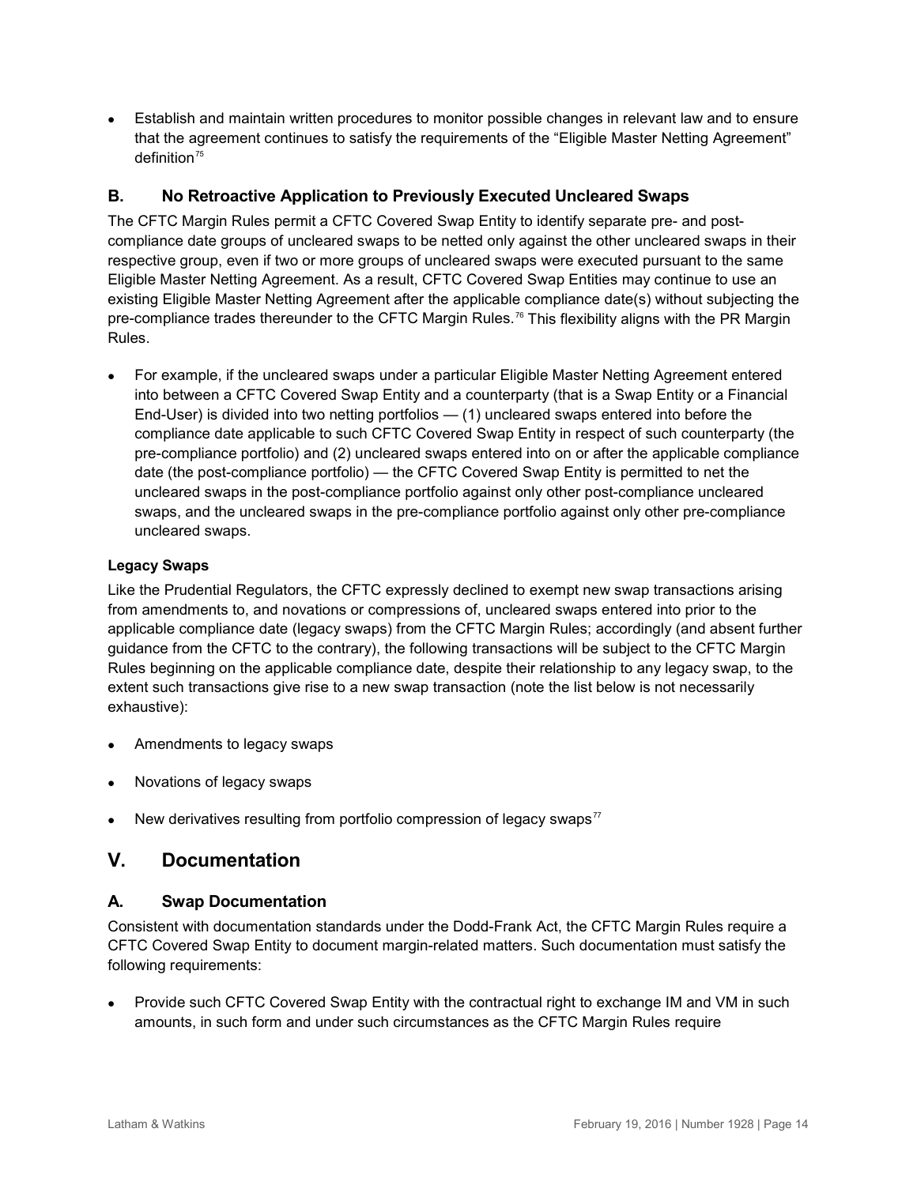- Establish and maintain written procedures to monitor possible changes in relevant law and to ensure that the agreement continues to satisfy the requirements of the "Eligible Master Netting Agreement" definition[75]

## B. No Retroactive Application to Previously Executed Uncleared Swaps

The CFTC Margin Rules permit a CFTC Covered Swap Entity to identify separate pre- and post-compliance date groups of uncleared swaps to be netted only against the other uncleared swaps in their respective group, even if two or more groups of uncleared swaps were executed pursuant to the same Eligible Master Netting Agreement. As a result, CFTC Covered Swap Entities may continue to use an existing Eligible Master Netting Agreement after the applicable compliance date(s) without subjecting the pre-compliance trades thereunder to the CFTC Margin Rules.[76] This flexibility aligns with the PR Margin Rules.

- For example, if the uncleared swaps under a particular Eligible Master Netting Agreement entered into between a CFTC Covered Swap Entity and a counterparty (that is a Swap Entity or a Financial End-User) is divided into two netting portfolios — (1) uncleared swaps entered into before the compliance date applicable to such CFTC Covered Swap Entity in respect of such counterparty (the pre-compliance portfolio) and (2) uncleared swaps entered into on or after the applicable compliance date (the post-compliance portfolio) — the CFTC Covered Swap Entity is permitted to net the uncleared swaps in the post-compliance portfolio against only other post-compliance uncleared swaps, and the uncleared swaps in the pre-compliance portfolio against only other pre-compliance uncleared swaps.

### Legacy Swaps

Like the Prudential Regulators, the CFTC expressly declined to exempt new swap transactions arising from amendments to, and novations or compressions of, uncleared swaps entered into prior to the applicable compliance date (legacy swaps) from the CFTC Margin Rules; accordingly (and absent further guidance from the CFTC to the contrary), the following transactions will be subject to the CFTC Margin Rules beginning on the applicable compliance date, despite their relationship to any legacy swap, to the extent such transactions give rise to a new swap transaction (note the list below is not necessarily exhaustive):

- Amendments to legacy swaps
- Novations of legacy swaps
- New derivatives resulting from portfolio compression of legacy swaps[77]

# V. Documentation

## A. Swap Documentation

Consistent with documentation standards under the Dodd-Frank Act, the CFTC Margin Rules require a CFTC Covered Swap Entity to document margin-related matters. Such documentation must satisfy the following requirements:

- Provide such CFTC Covered Swap Entity with the contractual right to exchange IM and VM in such amounts, in such form and under such circumstances as the CFTC Margin Rules require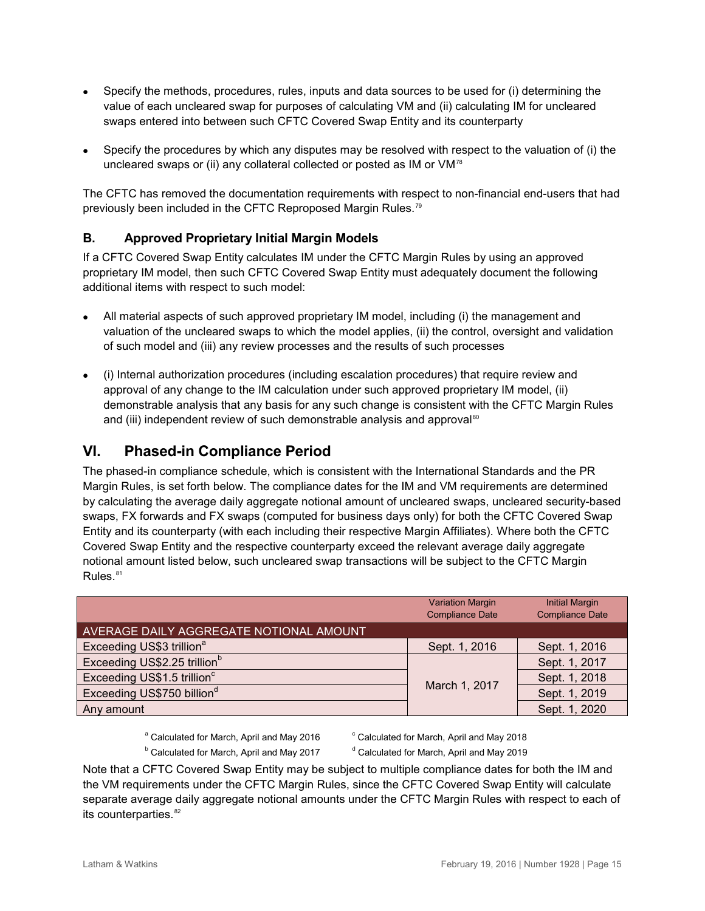- Specify the methods, procedures, rules, inputs and data sources to be used for (i) determining the value of each uncleared swap for purposes of calculating VM and (ii) calculating IM for uncleared swaps entered into between such CFTC Covered Swap Entity and its counterparty

- Specify the procedures by which any disputes may be resolved with respect to the valuation of (i) the uncleared swaps or (ii) any collateral collected or posted as IM or VM[78]

The CFTC has removed the documentation requirements with respect to non-financial end-users that had previously been included in the CFTC Reproposed Margin Rules.[79]

### B. Approved Proprietary Initial Margin Models

If a CFTC Covered Swap Entity calculates IM under the CFTC Margin Rules by using an approved proprietary IM model, then such CFTC Covered Swap Entity must adequately document the following additional items with respect to such model:

- All material aspects of such approved proprietary IM model, including (i) the management and valuation of the uncleared swaps to which the model applies, (ii) the control, oversight and validation of such model and (iii) any review processes and the results of such processes

- (i) Internal authorization procedures (including escalation procedures) that require review and approval of any change to the IM calculation under such approved proprietary IM model, (ii) demonstrable analysis that any basis for any such change is consistent with the CFTC Margin Rules and (iii) independent review of such demonstrable analysis and approval[80]

## VI. Phased-in Compliance Period

The phased-in compliance schedule, which is consistent with the International Standards and the PR Margin Rules, is set forth below. The compliance dates for the IM and VM requirements are determined by calculating the average daily aggregate notional amount of uncleared swaps, uncleared security-based swaps, FX forwards and FX swaps (computed for business days only) for both the CFTC Covered Swap Entity and its counterparty (with each including their respective Margin Affiliates). Where both the CFTC Covered Swap Entity and the respective counterparty exceed the relevant average daily aggregate notional amount listed below, such uncleared swap transactions will be subject to the CFTC Margin Rules.[81]

| AVERAGE DAILY AGGREGATE NOTIONAL AMOUNT | Variation Margin Compliance Date | Initial Margin Compliance Date |
|---|---|---|
| Exceeding US$3 trillion[a] | Sept. 1, 2016 | Sept. 1, 2016 |
| Exceeding US$2.25 trillion[b] | March 1, 2017 | Sept. 1, 2017 |
| Exceeding US$1.5 trillion[c] | March 1, 2017 | Sept. 1, 2018 |
| Exceeding US$750 billion[d] | March 1, 2017 | Sept. 1, 2019 |
| Any amount | March 1, 2017 | Sept. 1, 2020 |

[a] Calculated for March, April and May 2016
[b] Calculated for March, April and May 2017
[c] Calculated for March, April and May 2018
[d] Calculated for March, April and May 2019

Note that a CFTC Covered Swap Entity may be subject to multiple compliance dates for both the IM and the VM requirements under the CFTC Margin Rules, since the CFTC Covered Swap Entity will calculate separate average daily aggregate notional amounts under the CFTC Margin Rules with respect to each of its counterparties.[82]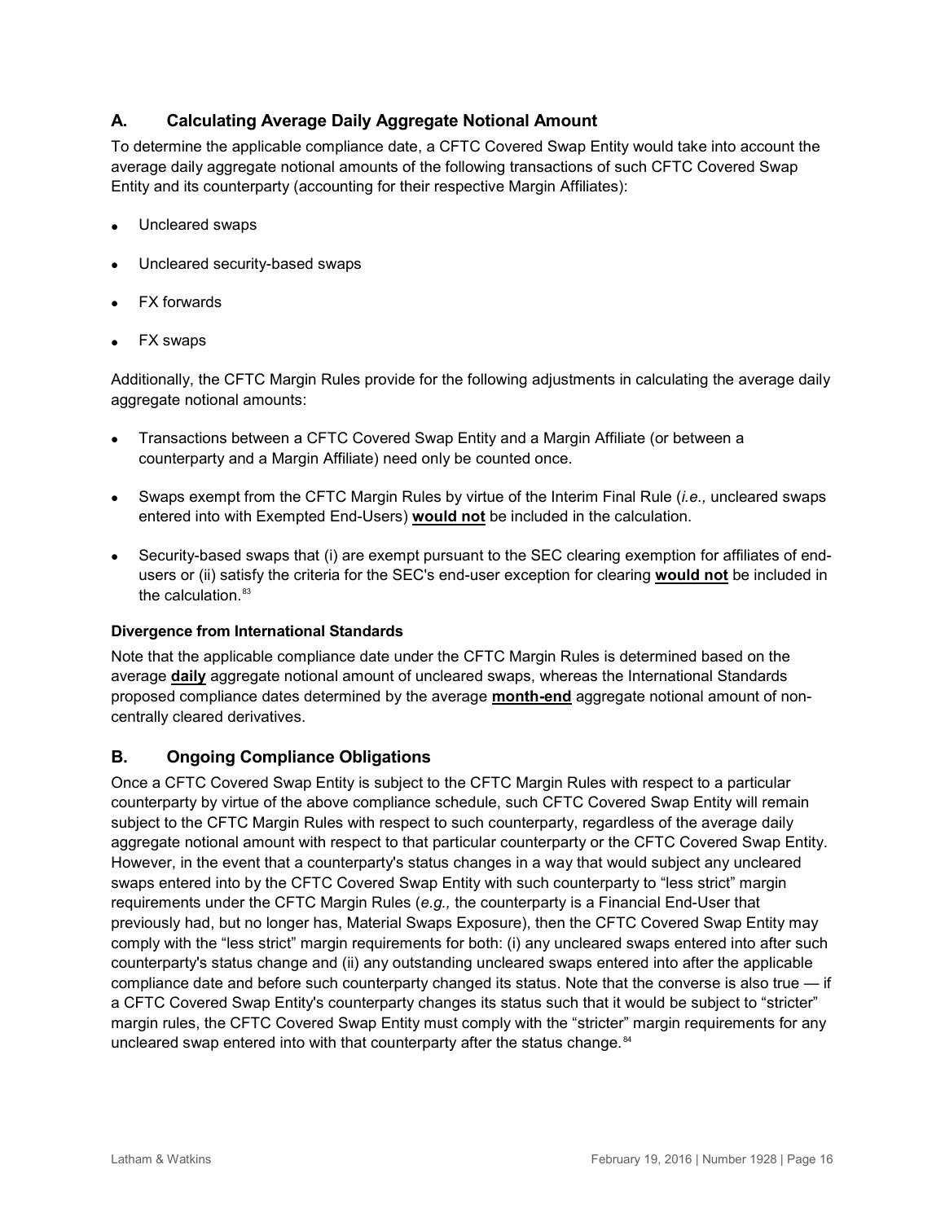## A. Calculating Average Daily Aggregate Notional Amount

To determine the applicable compliance date, a CFTC Covered Swap Entity would take into account the average daily aggregate notional amounts of the following transactions of such CFTC Covered Swap Entity and its counterparty (accounting for their respective Margin Affiliates):

- Uncleared swaps
- Uncleared security-based swaps
- FX forwards
- FX swaps

Additionally, the CFTC Margin Rules provide for the following adjustments in calculating the average daily aggregate notional amounts:

- Transactions between a CFTC Covered Swap Entity and a Margin Affiliate (or between a counterparty and a Margin Affiliate) need only be counted once.
- Swaps exempt from the CFTC Margin Rules by virtue of the Interim Final Rule (*i.e.,* uncleared swaps entered into with Exempted End-Users) **would not** be included in the calculation.
- Security-based swaps that (i) are exempt pursuant to the SEC clearing exemption for affiliates of end-users or (ii) satisfy the criteria for the SEC's end-user exception for clearing **would not** be included in the calculation.[83]

**Divergence from International Standards**

Note that the applicable compliance date under the CFTC Margin Rules is determined based on the average **daily** aggregate notional amount of uncleared swaps, whereas the International Standards proposed compliance dates determined by the average **month-end** aggregate notional amount of non-centrally cleared derivatives.

## B. Ongoing Compliance Obligations

Once a CFTC Covered Swap Entity is subject to the CFTC Margin Rules with respect to a particular counterparty by virtue of the above compliance schedule, such CFTC Covered Swap Entity will remain subject to the CFTC Margin Rules with respect to such counterparty, regardless of the average daily aggregate notional amount with respect to that particular counterparty or the CFTC Covered Swap Entity. However, in the event that a counterparty's status changes in a way that would subject any uncleared swaps entered into by the CFTC Covered Swap Entity with such counterparty to "less strict" margin requirements under the CFTC Margin Rules (*e.g.,* the counterparty is a Financial End-User that previously had, but no longer has, Material Swaps Exposure), then the CFTC Covered Swap Entity may comply with the "less strict" margin requirements for both: (i) any uncleared swaps entered into after such counterparty's status change and (ii) any outstanding uncleared swaps entered into after the applicable compliance date and before such counterparty changed its status. Note that the converse is also true — if a CFTC Covered Swap Entity's counterparty changes its status such that it would be subject to "stricter" margin rules, the CFTC Covered Swap Entity must comply with the "stricter" margin requirements for any uncleared swap entered into with that counterparty after the status change.[84]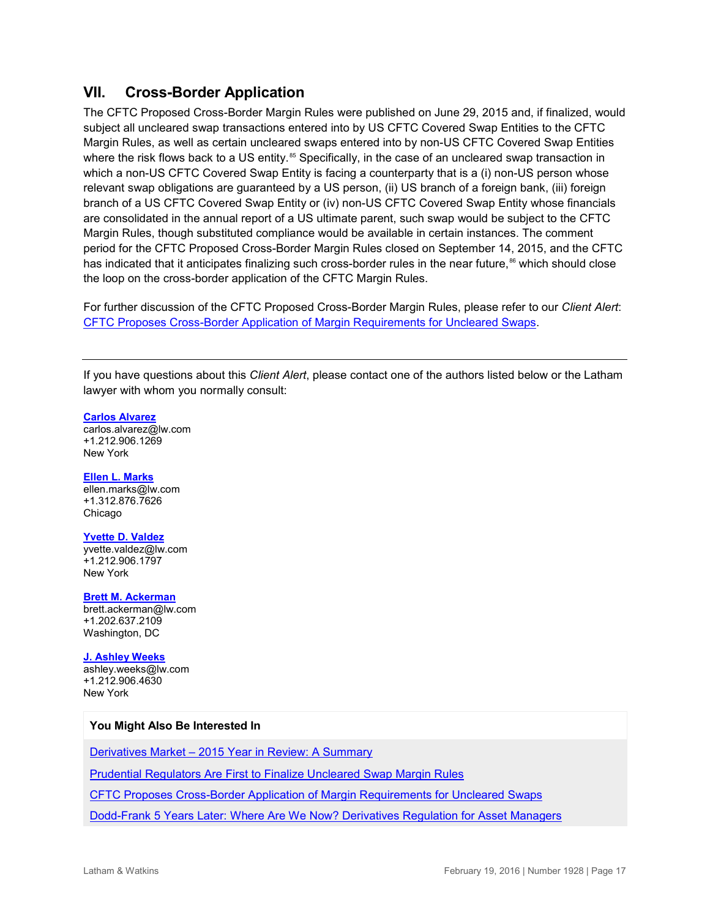## VII. Cross-Border Application

The CFTC Proposed Cross-Border Margin Rules were published on June 29, 2015 and, if finalized, would subject all uncleared swap transactions entered into by US CFTC Covered Swap Entities to the CFTC Margin Rules, as well as certain uncleared swaps entered into by non-US CFTC Covered Swap Entities where the risk flows back to a US entity.[85] Specifically, in the case of an uncleared swap transaction in which a non-US CFTC Covered Swap Entity is facing a counterparty that is a (i) non-US person whose relevant swap obligations are guaranteed by a US person, (ii) US branch of a foreign bank, (iii) foreign branch of a US CFTC Covered Swap Entity or (iv) non-US CFTC Covered Swap Entity whose financials are consolidated in the annual report of a US ultimate parent, such swap would be subject to the CFTC Margin Rules, though substituted compliance would be available in certain instances. The comment period for the CFTC Proposed Cross-Border Margin Rules closed on September 14, 2015, and the CFTC has indicated that it anticipates finalizing such cross-border rules in the near future,[86] which should close the loop on the cross-border application of the CFTC Margin Rules.

For further discussion of the CFTC Proposed Cross-Border Margin Rules, please refer to our *Client Alert*: CFTC Proposes Cross-Border Application of Margin Requirements for Uncleared Swaps.

---

If you have questions about this *Client Alert*, please contact one of the authors listed below or the Latham lawyer with whom you normally consult:

**Carlos Alvarez**
carlos.alvarez@lw.com
+1.212.906.1269
New York

**Ellen L. Marks**
ellen.marks@lw.com
+1.312.876.7626
Chicago

**Yvette D. Valdez**
yvette.valdez@lw.com
+1.212.906.1797
New York

**Brett M. Ackerman**
brett.ackerman@lw.com
+1.202.637.2109
Washington, DC

**J. Ashley Weeks**
ashley.weeks@lw.com
+1.212.906.4630
New York

**You Might Also Be Interested In**

Derivatives Market – 2015 Year in Review: A Summary

Prudential Regulators Are First to Finalize Uncleared Swap Margin Rules

CFTC Proposes Cross-Border Application of Margin Requirements for Uncleared Swaps

Dodd-Frank 5 Years Later: Where Are We Now? Derivatives Regulation for Asset Managers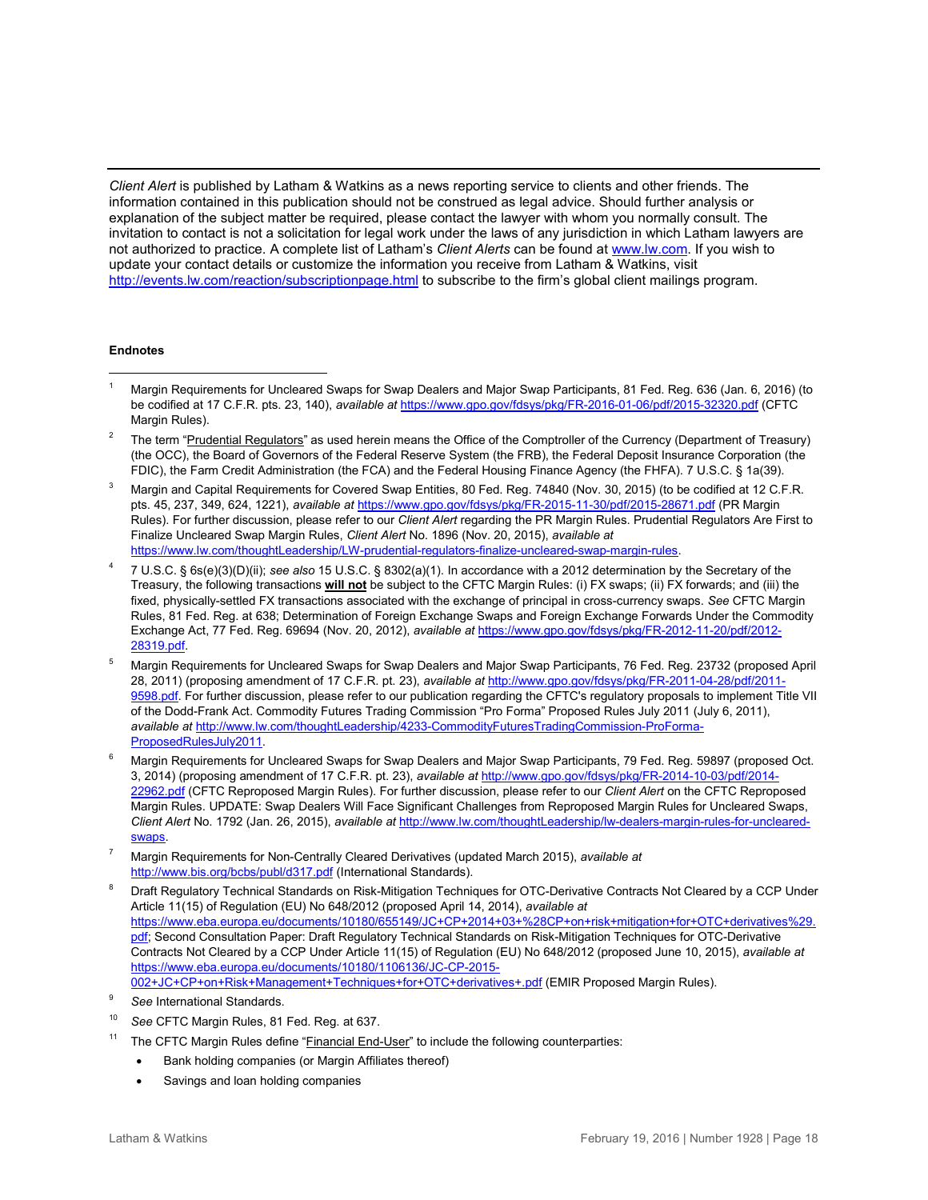*Client Alert* is published by Latham & Watkins as a news reporting service to clients and other friends. The information contained in this publication should not be construed as legal advice. Should further analysis or explanation of the subject matter be required, please contact the lawyer with whom you normally consult. The invitation to contact is not a solicitation for legal work under the laws of any jurisdiction in which Latham lawyers are not authorized to practice. A complete list of Latham's *Client Alerts* can be found at www.lw.com. If you wish to update your contact details or customize the information you receive from Latham & Watkins, visit http://events.lw.com/reaction/subscriptionpage.html to subscribe to the firm's global client mailings program.

**Endnotes**

---

[1] Margin Requirements for Uncleared Swaps for Swap Dealers and Major Swap Participants, 81 Fed. Reg. 636 (Jan. 6, 2016) (to be codified at 17 C.F.R. pts. 23, 140), *available at* https://www.gpo.gov/fdsys/pkg/FR-2016-01-06/pdf/2015-32320.pdf (CFTC Margin Rules).

[2] The term "Prudential Regulators" as used herein means the Office of the Comptroller of the Currency (Department of Treasury) (the OCC), the Board of Governors of the Federal Reserve System (the FRB), the Federal Deposit Insurance Corporation (the FDIC), the Farm Credit Administration (the FCA) and the Federal Housing Finance Agency (the FHFA). 7 U.S.C. § 1a(39).

[3] Margin and Capital Requirements for Covered Swap Entities, 80 Fed. Reg. 74840 (Nov. 30, 2015) (to be codified at 12 C.F.R. pts. 45, 237, 349, 624, 1221), *available at* https://www.gpo.gov/fdsys/pkg/FR-2015-11-30/pdf/2015-28671.pdf (PR Margin Rules). For further discussion, please refer to our *Client Alert* regarding the PR Margin Rules. Prudential Regulators Are First to Finalize Uncleared Swap Margin Rules, *Client Alert* No. 1896 (Nov. 20, 2015), *available at* https://www.lw.com/thoughtLeadership/LW-prudential-regulators-finalize-uncleared-swap-margin-rules.

[4] 7 U.S.C. § 6s(e)(3)(D)(ii); *see also* 15 U.S.C. § 8302(a)(1). In accordance with a 2012 determination by the Secretary of the Treasury, the following transactions **will not** be subject to the CFTC Margin Rules: (i) FX swaps; (ii) FX forwards; and (iii) the fixed, physically-settled FX transactions associated with the exchange of principal in cross-currency swaps. *See* CFTC Margin Rules, 81 Fed. Reg. at 638; Determination of Foreign Exchange Swaps and Foreign Exchange Forwards Under the Commodity Exchange Act, 77 Fed. Reg. 69694 (Nov. 20, 2012), *available at* https://www.gpo.gov/fdsys/pkg/FR-2012-11-20/pdf/2012-28319.pdf.

[5] Margin Requirements for Uncleared Swaps for Swap Dealers and Major Swap Participants, 76 Fed. Reg. 23732 (proposed April 28, 2011) (proposing amendment of 17 C.F.R. pt. 23), *available at* http://www.gpo.gov/fdsys/pkg/FR-2011-04-28/pdf/2011-9598.pdf. For further discussion, please refer to our publication regarding the CFTC's regulatory proposals to implement Title VII of the Dodd-Frank Act. Commodity Futures Trading Commission "Pro Forma" Proposed Rules July 2011 (July 6, 2011), *available at* http://www.lw.com/thoughtLeadership/4233-CommodityFuturesTradingCommission-ProForma-ProposedRulesJuly2011.

[6] Margin Requirements for Uncleared Swaps for Swap Dealers and Major Swap Participants, 79 Fed. Reg. 59897 (proposed Oct. 3, 2014) (proposing amendment of 17 C.F.R. pt. 23), *available at* http://www.gpo.gov/fdsys/pkg/FR-2014-10-03/pdf/2014-22962.pdf (CFTC Reproposed Margin Rules). For further discussion, please refer to our *Client Alert* on the CFTC Reproposed Margin Rules. UPDATE: Swap Dealers Will Face Significant Challenges from Reproposed Margin Rules for Uncleared Swaps, *Client Alert* No. 1792 (Jan. 26, 2015), *available at* http://www.lw.com/thoughtLeadership/lw-dealers-margin-rules-for-uncleared-swaps.

[7] Margin Requirements for Non-Centrally Cleared Derivatives (updated March 2015), *available at* http://www.bis.org/bcbs/publ/d317.pdf (International Standards).

[8] Draft Regulatory Technical Standards on Risk-Mitigation Techniques for OTC-Derivative Contracts Not Cleared by a CCP Under Article 11(15) of Regulation (EU) No 648/2012 (proposed April 14, 2014), *available at* https://www.eba.europa.eu/documents/10180/655149/JC+CP+2014+03+%28CP+on+risk+mitigation+for+OTC+derivatives%29.pdf; Second Consultation Paper: Draft Regulatory Technical Standards on Risk-Mitigation Techniques for OTC-Derivative Contracts Not Cleared by a CCP Under Article 11(15) of Regulation (EU) No 648/2012 (proposed June 10, 2015), *available at* https://www.eba.europa.eu/documents/10180/1106136/JC-CP-2015-002+JC+CP+on+Risk+Management+Techniques+for+OTC+derivatives+.pdf (EMIR Proposed Margin Rules).

[9] *See* International Standards.

[10] *See* CFTC Margin Rules, 81 Fed. Reg. at 637.

[11] The CFTC Margin Rules define "Financial End-User" to include the following counterparties:

- Bank holding companies (or Margin Affiliates thereof)
- Savings and loan holding companies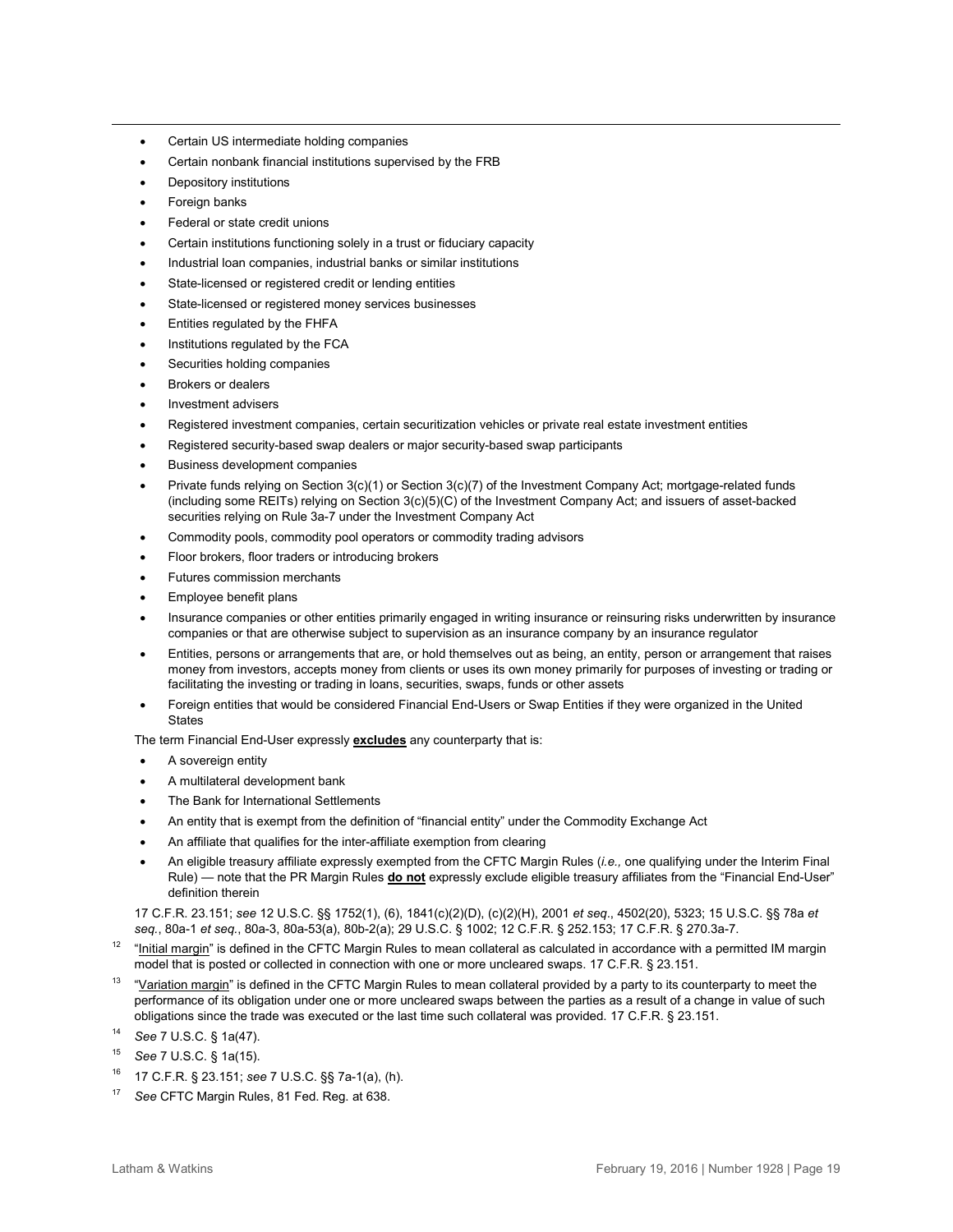- Certain US intermediate holding companies
- Certain nonbank financial institutions supervised by the FRB
- Depository institutions
- Foreign banks
- Federal or state credit unions
- Certain institutions functioning solely in a trust or fiduciary capacity
- Industrial loan companies, industrial banks or similar institutions
- State-licensed or registered credit or lending entities
- State-licensed or registered money services businesses
- Entities regulated by the FHFA
- Institutions regulated by the FCA
- Securities holding companies
- Brokers or dealers
- Investment advisers
- Registered investment companies, certain securitization vehicles or private real estate investment entities
- Registered security-based swap dealers or major security-based swap participants
- Business development companies
- Private funds relying on Section 3(c)(1) or Section 3(c)(7) of the Investment Company Act; mortgage-related funds (including some REITs) relying on Section 3(c)(5)(C) of the Investment Company Act; and issuers of asset-backed securities relying on Rule 3a-7 under the Investment Company Act
- Commodity pools, commodity pool operators or commodity trading advisors
- Floor brokers, floor traders or introducing brokers
- Futures commission merchants
- Employee benefit plans
- Insurance companies or other entities primarily engaged in writing insurance or reinsuring risks underwritten by insurance companies or that are otherwise subject to supervision as an insurance company by an insurance regulator
- Entities, persons or arrangements that are, or hold themselves out as being, an entity, person or arrangement that raises money from investors, accepts money from clients or uses its own money primarily for purposes of investing or trading or facilitating the investing or trading in loans, securities, swaps, funds or other assets
- Foreign entities that would be considered Financial End-Users or Swap Entities if they were organized in the United States

The term Financial End-User expressly **excludes** any counterparty that is:

- A sovereign entity
- A multilateral development bank
- The Bank for International Settlements
- An entity that is exempt from the definition of "financial entity" under the Commodity Exchange Act
- An affiliate that qualifies for the inter-affiliate exemption from clearing
- An eligible treasury affiliate expressly exempted from the CFTC Margin Rules (*i.e.,* one qualifying under the Interim Final Rule) — note that the PR Margin Rules **do not** expressly exclude eligible treasury affiliates from the "Financial End-User" definition therein

17 C.F.R. 23.151; *see* 12 U.S.C. §§ 1752(1), (6), 1841(c)(2)(D), (c)(2)(H), 2001 *et seq*., 4502(20), 5323; 15 U.S.C. §§ 78a *et seq.*, 80a-1 *et seq.*, 80a-3, 80a-53(a), 80b-2(a); 29 U.S.C. § 1002; 12 C.F.R. § 252.153; 17 C.F.R. § 270.3a-7.

[12] "Initial margin" is defined in the CFTC Margin Rules to mean collateral as calculated in accordance with a permitted IM margin model that is posted or collected in connection with one or more uncleared swaps. 17 C.F.R. § 23.151.

[13] "Variation margin" is defined in the CFTC Margin Rules to mean collateral provided by a party to its counterparty to meet the performance of its obligation under one or more uncleared swaps between the parties as a result of a change in value of such obligations since the trade was executed or the last time such collateral was provided. 17 C.F.R. § 23.151.

[14] *See* 7 U.S.C. § 1a(47).

[15] *See* 7 U.S.C. § 1a(15).

[16] 17 C.F.R. § 23.151; *see* 7 U.S.C. §§ 7a-1(a), (h).

[17] *See* CFTC Margin Rules, 81 Fed. Reg. at 638.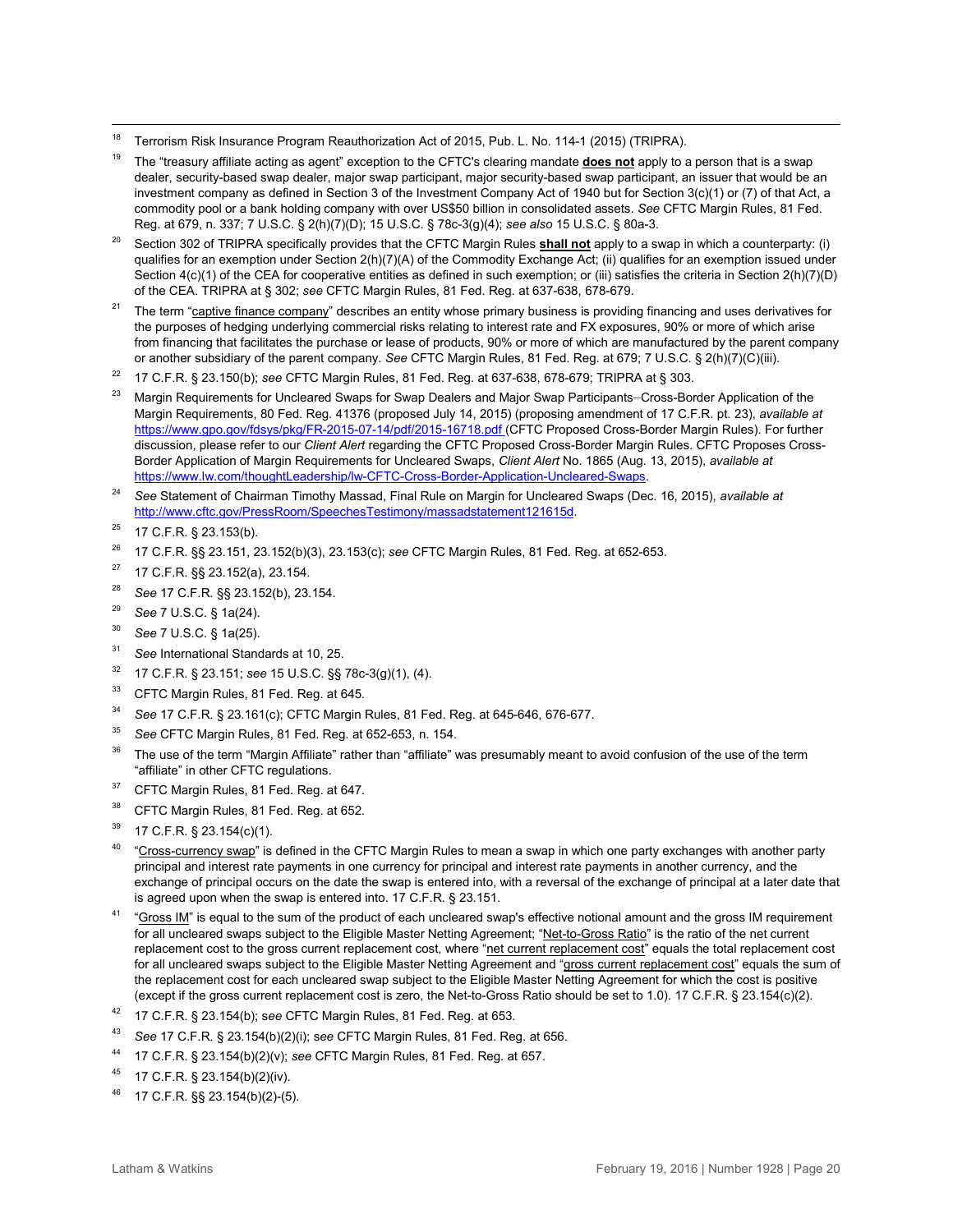[18] Terrorism Risk Insurance Program Reauthorization Act of 2015, Pub. L. No. 114-1 (2015) (TRIPRA).

[19] The "treasury affiliate acting as agent" exception to the CFTC's clearing mandate **does not** apply to a person that is a swap dealer, security-based swap dealer, major swap participant, major security-based swap participant, an issuer that would be an investment company as defined in Section 3 of the Investment Company Act of 1940 but for Section 3(c)(1) or (7) of that Act, a commodity pool or a bank holding company with over US$50 billion in consolidated assets. *See* CFTC Margin Rules, 81 Fed. Reg. at 679, n. 337; 7 U.S.C. § 2(h)(7)(D); 15 U.S.C. § 78c-3(g)(4); *see also* 15 U.S.C. § 80a-3.

[20] Section 302 of TRIPRA specifically provides that the CFTC Margin Rules **shall not** apply to a swap in which a counterparty: (i) qualifies for an exemption under Section 2(h)(7)(A) of the Commodity Exchange Act; (ii) qualifies for an exemption issued under Section 4(c)(1) of the CEA for cooperative entities as defined in such exemption; or (iii) satisfies the criteria in Section 2(h)(7)(D) of the CEA. TRIPRA at § 302; *see* CFTC Margin Rules, 81 Fed. Reg. at 637-638, 678-679.

[21] The term "captive finance company" describes an entity whose primary business is providing financing and uses derivatives for the purposes of hedging underlying commercial risks relating to interest rate and FX exposures, 90% or more of which arise from financing that facilitates the purchase or lease of products, 90% or more of which are manufactured by the parent company or another subsidiary of the parent company. *See* CFTC Margin Rules, 81 Fed. Reg. at 679; 7 U.S.C. § 2(h)(7)(C)(iii).

[22] 17 C.F.R. § 23.150(b); *see* CFTC Margin Rules, 81 Fed. Reg. at 637-638, 678-679; TRIPRA at § 303.

[23] Margin Requirements for Uncleared Swaps for Swap Dealers and Major Swap Participants–Cross-Border Application of the Margin Requirements, 80 Fed. Reg. 41376 (proposed July 14, 2015) (proposing amendment of 17 C.F.R. pt. 23), *available at* https://www.gpo.gov/fdsys/pkg/FR-2015-07-14/pdf/2015-16718.pdf (CFTC Proposed Cross-Border Margin Rules). For further discussion, please refer to our *Client Alert* regarding the CFTC Proposed Cross-Border Margin Rules. CFTC Proposes Cross-Border Application of Margin Requirements for Uncleared Swaps, *Client Alert* No. 1865 (Aug. 13, 2015), *available at* https://www.lw.com/thoughtLeadership/lw-CFTC-Cross-Border-Application-Uncleared-Swaps.

[24] *See* Statement of Chairman Timothy Massad, Final Rule on Margin for Uncleared Swaps (Dec. 16, 2015), *available at* http://www.cftc.gov/PressRoom/SpeechesTestimony/massadstatement121615d.

[25] 17 C.F.R. § 23.153(b).

[26] 17 C.F.R. §§ 23.151, 23.152(b)(3), 23.153(c); *see* CFTC Margin Rules, 81 Fed. Reg. at 652-653.

[27] 17 C.F.R. §§ 23.152(a), 23.154.

[28] *See* 17 C.F.R. §§ 23.152(b), 23.154.

[29] *See* 7 U.S.C. § 1a(24).

[30] *See* 7 U.S.C. § 1a(25).

[31] *See* International Standards at 10, 25.

[32] 17 C.F.R. § 23.151; *see* 15 U.S.C. §§ 78c-3(g)(1), (4).

[33] CFTC Margin Rules, 81 Fed. Reg. at 645.

[34] *See* 17 C.F.R. § 23.161(c); CFTC Margin Rules, 81 Fed. Reg. at 645-646, 676-677.

[35] *See* CFTC Margin Rules, 81 Fed. Reg. at 652-653, n. 154.

[36] The use of the term "Margin Affiliate" rather than "affiliate" was presumably meant to avoid confusion of the use of the term "affiliate" in other CFTC regulations.

[37] CFTC Margin Rules, 81 Fed. Reg. at 647.

[38] CFTC Margin Rules, 81 Fed. Reg. at 652.

[39] 17 C.F.R. § 23.154(c)(1).

[40] "Cross-currency swap" is defined in the CFTC Margin Rules to mean a swap in which one party exchanges with another party principal and interest rate payments in one currency for principal and interest rate payments in another currency, and the exchange of principal occurs on the date the swap is entered into, with a reversal of the exchange of principal at a later date that is agreed upon when the swap is entered into. 17 C.F.R. § 23.151.

[41] "Gross IM" is equal to the sum of the product of each uncleared swap's effective notional amount and the gross IM requirement for all uncleared swaps subject to the Eligible Master Netting Agreement; "Net-to-Gross Ratio" is the ratio of the net current replacement cost to the gross current replacement cost, where "net current replacement cost" equals the total replacement cost for all uncleared swaps subject to the Eligible Master Netting Agreement and "gross current replacement cost" equals the sum of the replacement cost for each uncleared swap subject to the Eligible Master Netting Agreement for which the cost is positive (except if the gross current replacement cost is zero, the Net-to-Gross Ratio should be set to 1.0). 17 C.F.R. § 23.154(c)(2).

[42] 17 C.F.R. § 23.154(b); s*ee* CFTC Margin Rules, 81 Fed. Reg. at 653.

[43] *See* 17 C.F.R. § 23.154(b)(2)(i); s*ee* CFTC Margin Rules, 81 Fed. Reg. at 656.

[44] 17 C.F.R. § 23.154(b)(2)(v); *see* CFTC Margin Rules, 81 Fed. Reg. at 657.

[45] 17 C.F.R. § 23.154(b)(2)(iv).

[46] 17 C.F.R. §§ 23.154(b)(2)-(5).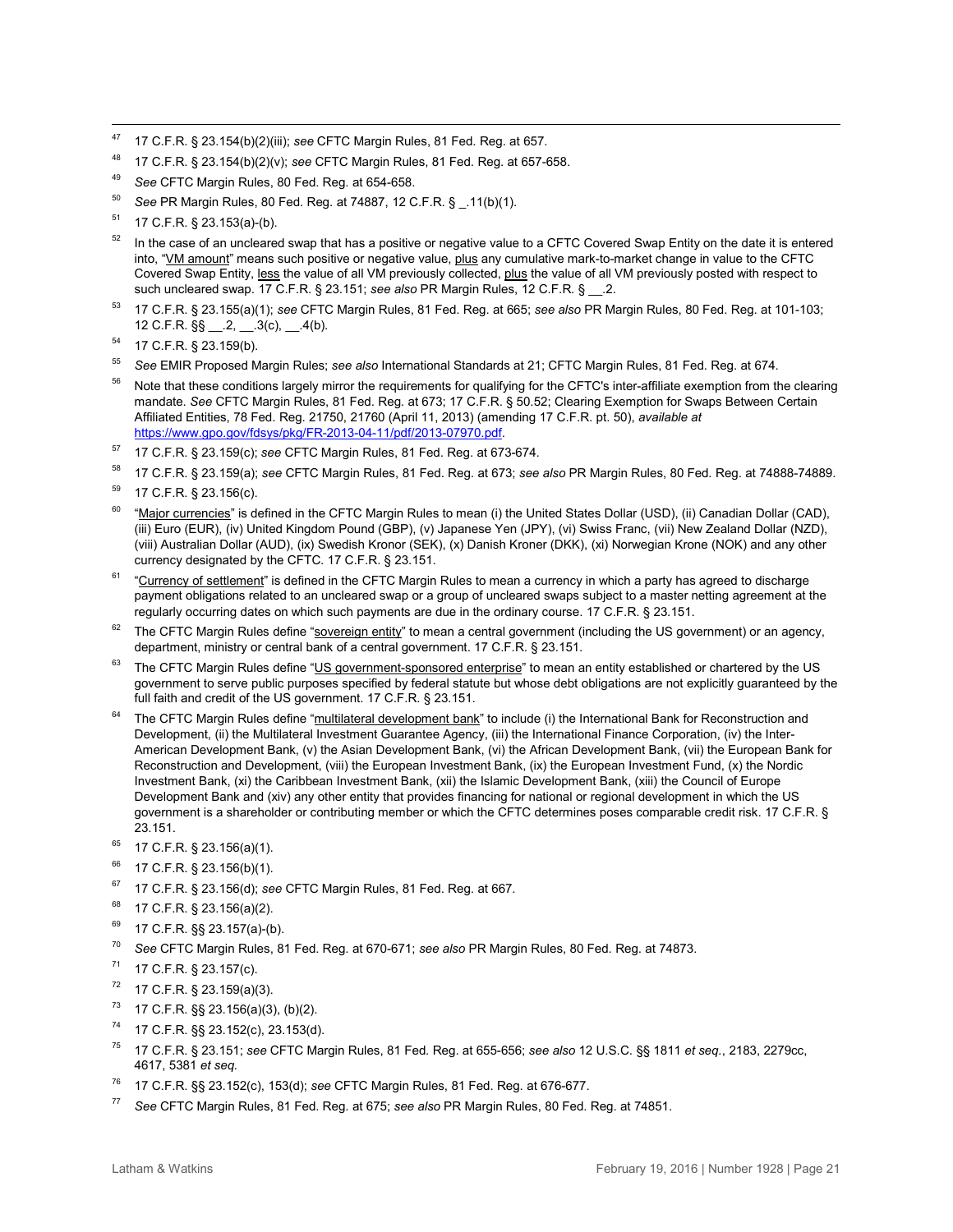[47] 17 C.F.R. § 23.154(b)(2)(iii); *see* CFTC Margin Rules, 81 Fed. Reg. at 657.

[48] 17 C.F.R. § 23.154(b)(2)(v); *see* CFTC Margin Rules, 81 Fed. Reg. at 657-658.

[49] *See* CFTC Margin Rules, 80 Fed. Reg. at 654-658.

[50] *See* PR Margin Rules, 80 Fed. Reg. at 74887, 12 C.F.R. § _.11(b)(1).

[51] 17 C.F.R. § 23.153(a)-(b).

[52] In the case of an uncleared swap that has a positive or negative value to a CFTC Covered Swap Entity on the date it is entered into, "VM amount" means such positive or negative value, plus any cumulative mark-to-market change in value to the CFTC Covered Swap Entity, less the value of all VM previously collected, plus the value of all VM previously posted with respect to such uncleared swap. 17 C.F.R. § 23.151; *see also* PR Margin Rules, 12 C.F.R. § __.2.

[53] 17 C.F.R. § 23.155(a)(1); *see* CFTC Margin Rules, 81 Fed. Reg. at 665; *see also* PR Margin Rules, 80 Fed. Reg. at 101-103; 12 C.F.R. §§ __.2, __.3(c), __.4(b).

[54] 17 C.F.R. § 23.159(b).

[55] *See* EMIR Proposed Margin Rules; *see also* International Standards at 21; CFTC Margin Rules, 81 Fed. Reg. at 674.

[56] Note that these conditions largely mirror the requirements for qualifying for the CFTC's inter-affiliate exemption from the clearing mandate. *See* CFTC Margin Rules, 81 Fed. Reg. at 673; 17 C.F.R. § 50.52; Clearing Exemption for Swaps Between Certain Affiliated Entities, 78 Fed. Reg. 21750, 21760 (April 11, 2013) (amending 17 C.F.R. pt. 50), *available at* https://www.gpo.gov/fdsys/pkg/FR-2013-04-11/pdf/2013-07970.pdf.

[57] 17 C.F.R. § 23.159(c); *see* CFTC Margin Rules, 81 Fed. Reg. at 673-674.

[58] 17 C.F.R. § 23.159(a); *see* CFTC Margin Rules, 81 Fed. Reg. at 673; *see also* PR Margin Rules, 80 Fed. Reg. at 74888-74889.

[59] 17 C.F.R. § 23.156(c).

[60] "Major currencies" is defined in the CFTC Margin Rules to mean (i) the United States Dollar (USD), (ii) Canadian Dollar (CAD), (iii) Euro (EUR), (iv) United Kingdom Pound (GBP), (v) Japanese Yen (JPY), (vi) Swiss Franc, (vii) New Zealand Dollar (NZD), (viii) Australian Dollar (AUD), (ix) Swedish Kronor (SEK), (x) Danish Kroner (DKK), (xi) Norwegian Krone (NOK) and any other currency designated by the CFTC. 17 C.F.R. § 23.151.

[61] "Currency of settlement" is defined in the CFTC Margin Rules to mean a currency in which a party has agreed to discharge payment obligations related to an uncleared swap or a group of uncleared swaps subject to a master netting agreement at the regularly occurring dates on which such payments are due in the ordinary course. 17 C.F.R. § 23.151.

[62] The CFTC Margin Rules define "sovereign entity" to mean a central government (including the US government) or an agency, department, ministry or central bank of a central government. 17 C.F.R. § 23.151.

[63] The CFTC Margin Rules define "US government-sponsored enterprise" to mean an entity established or chartered by the US government to serve public purposes specified by federal statute but whose debt obligations are not explicitly guaranteed by the full faith and credit of the US government. 17 C.F.R. § 23.151.

[64] The CFTC Margin Rules define "multilateral development bank" to include (i) the International Bank for Reconstruction and Development, (ii) the Multilateral Investment Guarantee Agency, (iii) the International Finance Corporation, (iv) the Inter-American Development Bank, (v) the Asian Development Bank, (vi) the African Development Bank, (vii) the European Bank for Reconstruction and Development, (viii) the European Investment Bank, (ix) the European Investment Fund, (x) the Nordic Investment Bank, (xi) the Caribbean Investment Bank, (xii) the Islamic Development Bank, (xiii) the Council of Europe Development Bank and (xiv) any other entity that provides financing for national or regional development in which the US government is a shareholder or contributing member or which the CFTC determines poses comparable credit risk. 17 C.F.R. § 23.151.

[65] 17 C.F.R. § 23.156(a)(1).

[66] 17 C.F.R. § 23.156(b)(1).

[67] 17 C.F.R. § 23.156(d); *see* CFTC Margin Rules, 81 Fed. Reg. at 667.

[68] 17 C.F.R. § 23.156(a)(2).

[69] 17 C.F.R. §§ 23.157(a)-(b).

[70] *See* CFTC Margin Rules, 81 Fed. Reg. at 670-671; *see also* PR Margin Rules, 80 Fed. Reg. at 74873.

[71] 17 C.F.R. § 23.157(c).

[72] 17 C.F.R. § 23.159(a)(3).

[73] 17 C.F.R. §§ 23.156(a)(3), (b)(2).

[74] 17 C.F.R. §§ 23.152(c), 23.153(d).

[75] 17 C.F.R. § 23.151; *see* CFTC Margin Rules, 81 Fed. Reg. at 655-656; *see also* 12 U.S.C. §§ 1811 *et seq.*, 2183, 2279cc, 4617, 5381 *et seq.*

[76] 17 C.F.R. §§ 23.152(c), 153(d); *see* CFTC Margin Rules, 81 Fed. Reg. at 676-677.

[77] *See* CFTC Margin Rules, 81 Fed. Reg. at 675; *see also* PR Margin Rules, 80 Fed. Reg. at 74851.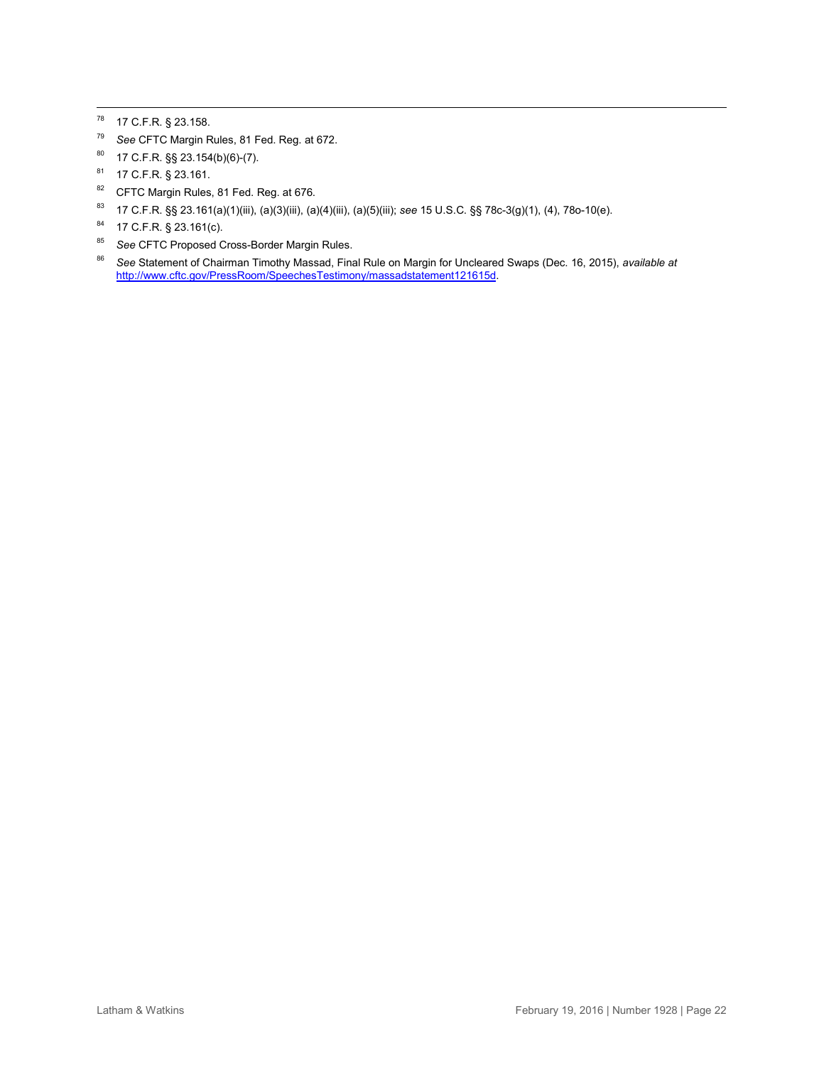[78] 17 C.F.R. § 23.158.

[79] *See* CFTC Margin Rules, 81 Fed. Reg. at 672.

[80] 17 C.F.R. §§ 23.154(b)(6)-(7).

[81] 17 C.F.R. § 23.161.

[82] CFTC Margin Rules, 81 Fed. Reg. at 676.

[83] 17 C.F.R. §§ 23.161(a)(1)(iii), (a)(3)(iii), (a)(4)(iii), (a)(5)(iii); *see* 15 U.S.C. §§ 78c-3(g)(1), (4), 78o-10(e).

[84] 17 C.F.R. § 23.161(c).

[85] *See* CFTC Proposed Cross-Border Margin Rules.

[86] *See* Statement of Chairman Timothy Massad, Final Rule on Margin for Uncleared Swaps (Dec. 16, 2015), *available at* [http://www.cftc.gov/PressRoom/SpeechesTestimony/massadstatement121615d](http://www.cftc.gov/PressRoom/SpeechesTestimony/massadstatement121615d).